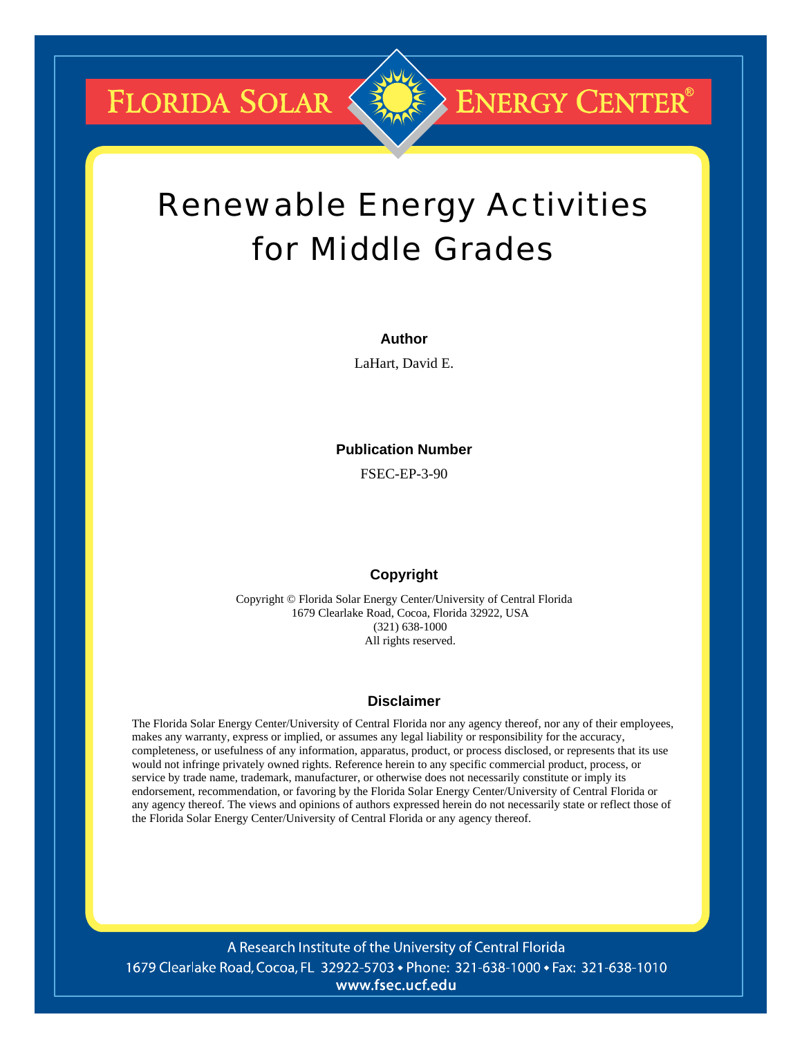# Florida Solar Energy Center®

# Renewable Energy Activities for Middle Grades

**Author**

LaHart, David E.

**Publication Number**

FSEC-EP-3-90

**Copyright**

Copyright © Florida Solar Energy Center/University of Central Florida
1679 Clearlake Road, Cocoa, Florida 32922, USA
(321) 638-1000
All rights reserved.

**Disclaimer**

The Florida Solar Energy Center/University of Central Florida nor any agency thereof, nor any of their employees, makes any warranty, express or implied, or assumes any legal liability or responsibility for the accuracy, completeness, or usefulness of any information, apparatus, product, or process disclosed, or represents that its use would not infringe privately owned rights. Reference herein to any specific commercial product, process, or service by trade name, trademark, manufacturer, or otherwise does not necessarily constitute or imply its endorsement, recommendation, or favoring by the Florida Solar Energy Center/University of Central Florida or any agency thereof. The views and opinions of authors expressed herein do not necessarily state or reflect those of the Florida Solar Energy Center/University of Central Florida or any agency thereof.

A Research Institute of the University of Central Florida
1679 Clearlake Road, Cocoa, FL 32922-5703 • Phone: 321-638-1000 • Fax: 321-638-1010
www.fsec.ucf.edu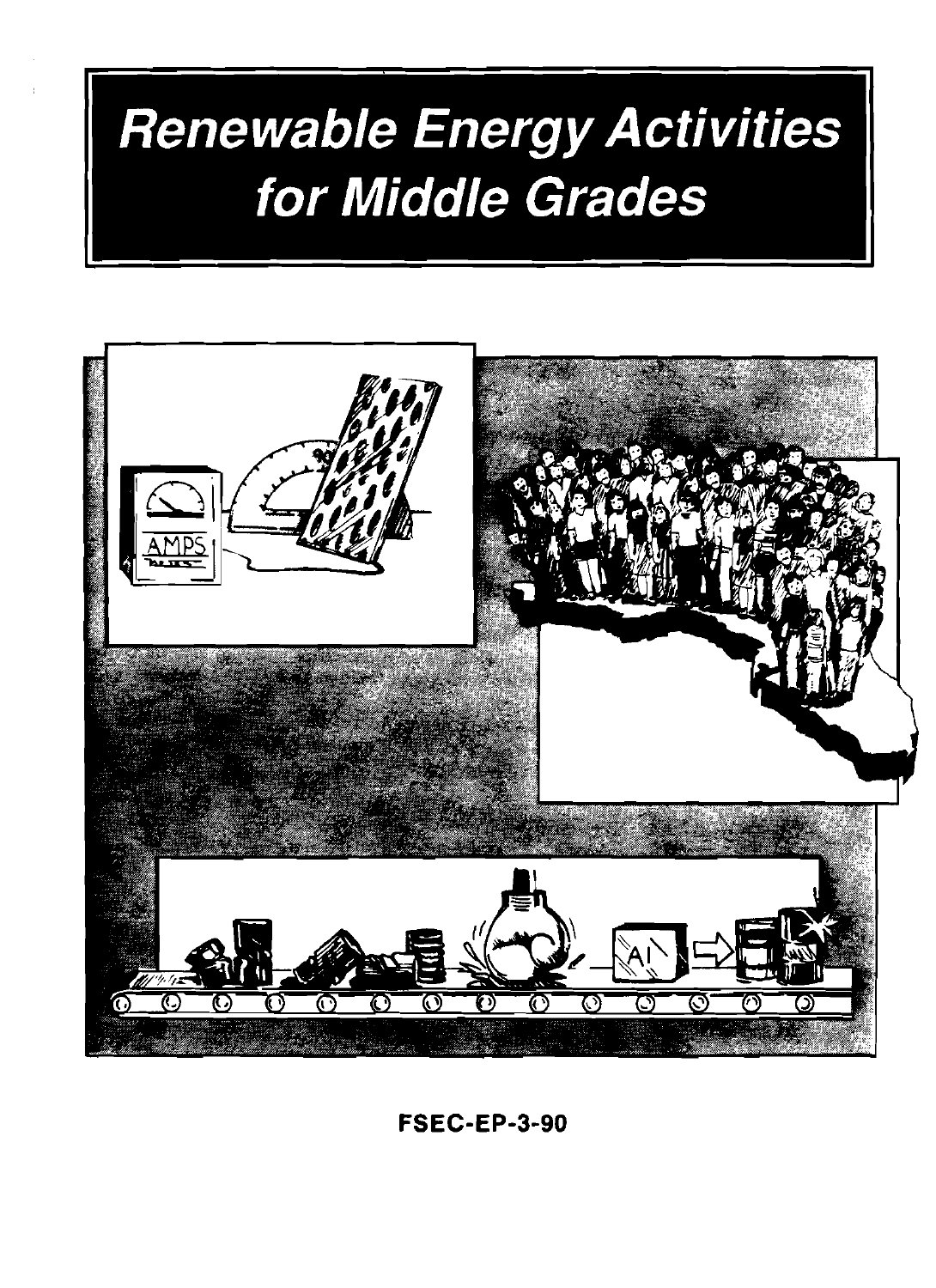# Renewable Energy Activities for Middle Grades

**FSEC-EP-3-90**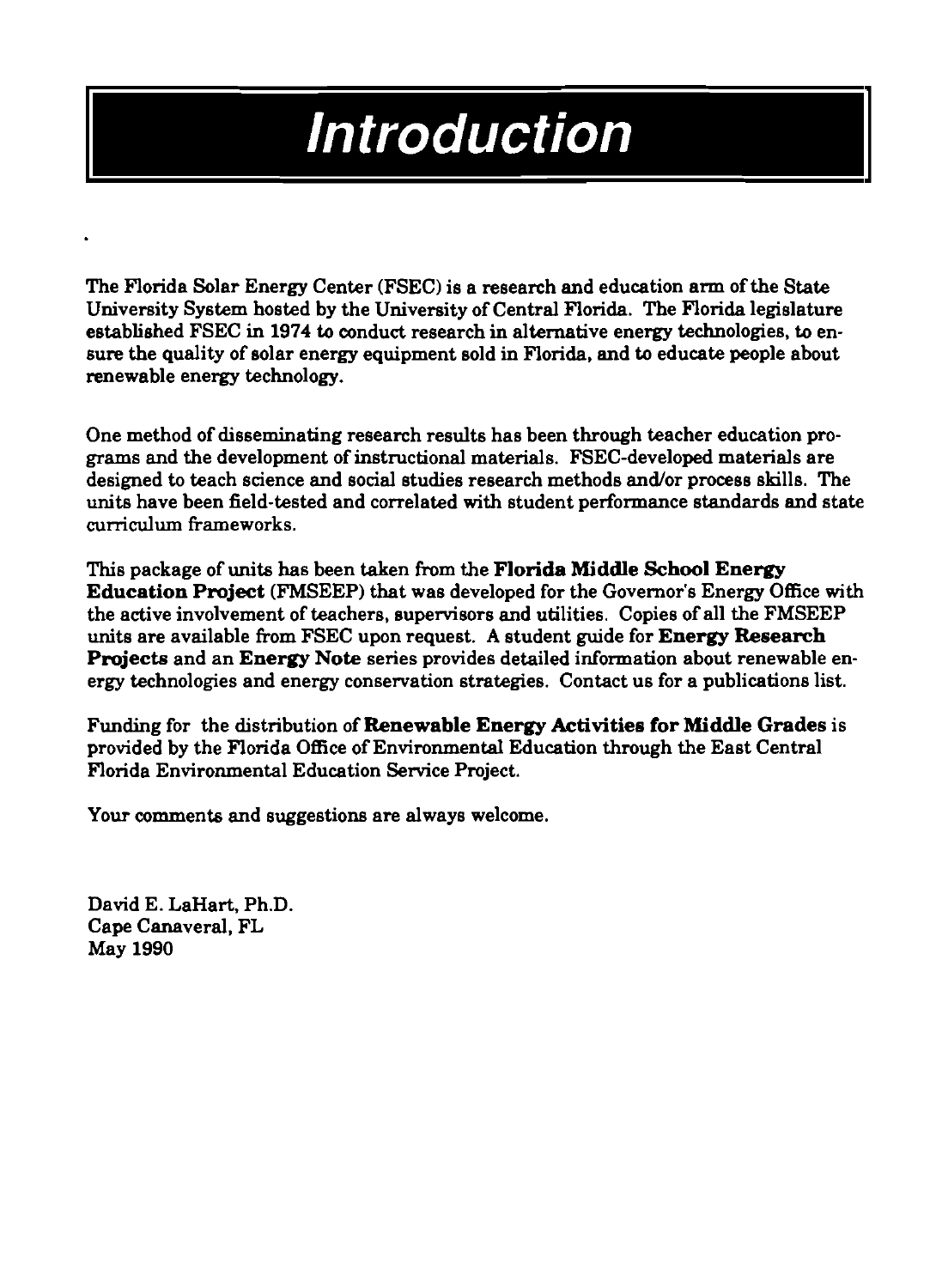# Introduction

The Florida Solar Energy Center (FSEC) is a research and education arm of the State University System hosted by the University of Central Florida. The Florida legislature established FSEC in 1974 to conduct research in alternative energy technologies, to ensure the quality of solar energy equipment sold in Florida, and to educate people about renewable energy technology.

One method of disseminating research results has been through teacher education programs and the development of instructional materials. FSEC-developed materials are designed to teach science and social studies research methods and/or process skills. The units have been field-tested and correlated with student performance standards and state curriculum frameworks.

This package of units has been taken from the **Florida Middle School Energy Education Project** (FMSEEP) that was developed for the Governor's Energy Office with the active involvement of teachers, supervisors and utilities. Copies of all the FMSEEP units are available from FSEC upon request. A student guide for **Energy Research Projects** and an **Energy Note** series provides detailed information about renewable energy technologies and energy conservation strategies. Contact us for a publications list.

Funding for the distribution of **Renewable Energy Activities for Middle Grades** is provided by the Florida Office of Environmental Education through the East Central Florida Environmental Education Service Project.

Your comments and suggestions are always welcome.

David E. LaHart, Ph.D.
Cape Canaveral, FL
May 1990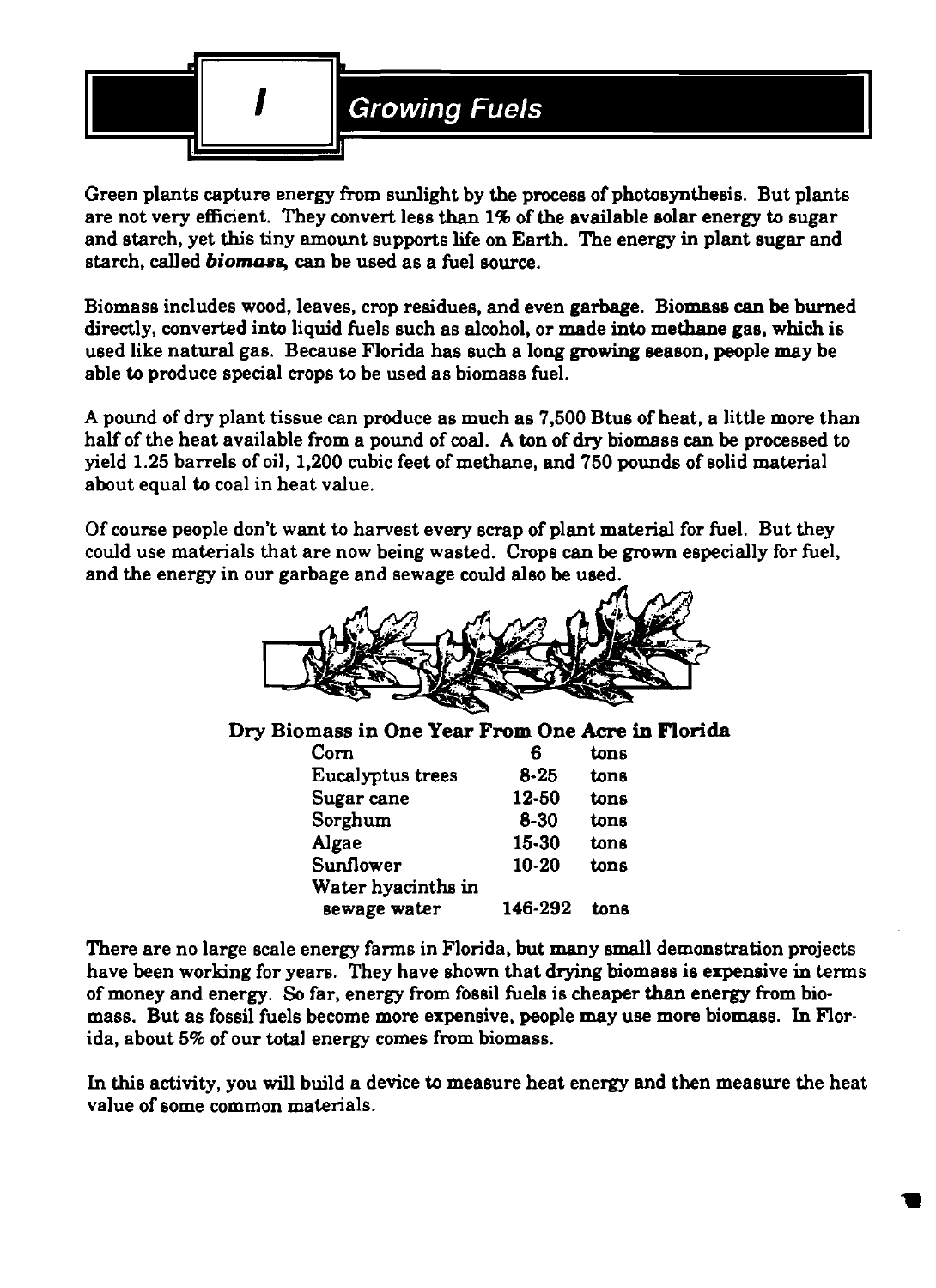# I Growing Fuels

Green plants capture energy from sunlight by the process of photosynthesis. But plants are not very efficient. They convert less than 1% of the available solar energy to sugar and starch, yet this tiny amount supports life on Earth. The energy in plant sugar and starch, called ***biomass***, can be used as a fuel source.

Biomass includes wood, leaves, crop residues, and even garbage. Biomass can be burned directly, converted into liquid fuels such as alcohol, or made into methane gas, which is used like natural gas. Because Florida has such a long growing season, people may be able to produce special crops to be used as biomass fuel.

A pound of dry plant tissue can produce as much as 7,500 Btus of heat, a little more than half of the heat available from a pound of coal. A ton of dry biomass can be processed to yield 1.25 barrels of oil, 1,200 cubic feet of methane, and 750 pounds of solid material about equal to coal in heat value.

Of course people don't want to harvest every scrap of plant material for fuel. But they could use materials that are now being wasted. Crops can be grown especially for fuel, and the energy in our garbage and sewage could also be used.

**Dry Biomass in One Year From One Acre in Florida**

| Crop | Amount | Unit |
|---|---|---|
| Corn | 6 | tons |
| Eucalyptus trees | 8-25 | tons |
| Sugar cane | 12-50 | tons |
| Sorghum | 8-30 | tons |
| Algae | 15-30 | tons |
| Sunflower | 10-20 | tons |
| Water hyacinths in sewage water | 146-292 | tons |

There are no large scale energy farms in Florida, but many small demonstration projects have been working for years. They have shown that drying biomass is expensive in terms of money and energy. So far, energy from fossil fuels is cheaper than energy from biomass. But as fossil fuels become more expensive, people may use more biomass. In Florida, about 5% of our total energy comes from biomass.

In this activity, you will build a device to measure heat energy and then measure the heat value of some common materials.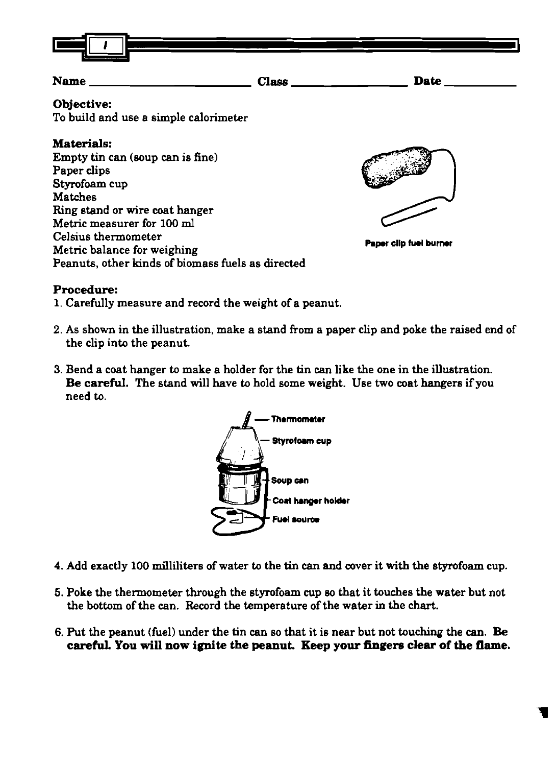Name ______________________ Class ________________ Date __________

**Objective:**
To build and use a simple calorimeter

**Materials:**
Empty tin can (soup can is fine)
Paper clips
Styrofoam cup
Matches
Ring stand or wire coat hanger
Metric measurer for 100 ml
Celsius thermometer
Metric balance for weighing
Peanuts, other kinds of biomass fuels as directed

Paper clip fuel burner

**Procedure:**

1. Carefully measure and record the weight of a peanut.

2. As shown in the illustration, make a stand from a paper clip and poke the raised end of the clip into the peanut.

3. Bend a coat hanger to make a holder for the tin can like the one in the illustration. **Be careful.** The stand will have to hold some weight. Use two coat hangers if you need to.

Thermometer
Styrofoam cup
Soup can
Coat hanger holder
Fuel source

4. Add exactly 100 milliliters of water to the tin can and cover it with the styrofoam cup.

5. Poke the thermometer through the styrofoam cup so that it touches the water but not the bottom of the can. Record the temperature of the water in the chart.

6. Put the peanut (fuel) under the tin can so that it is near but not touching the can. **Be careful. You will now ignite the peanut. Keep your fingers clear of the flame.**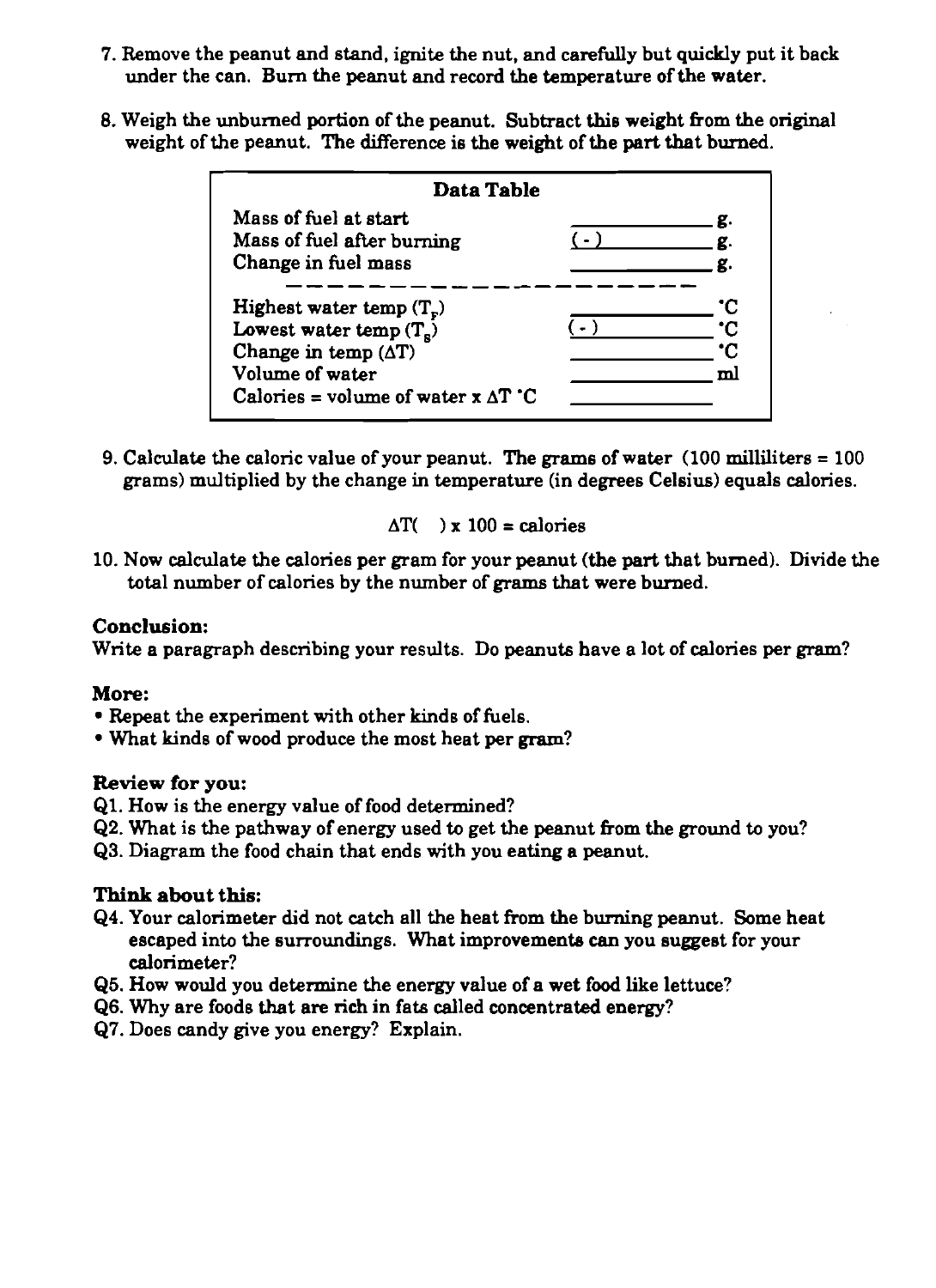7. Remove the peanut and stand, ignite the nut, and carefully but quickly put it back under the can. Burn the peanut and record the temperature of the water.

8. Weigh the unburned portion of the peanut. Subtract this weight from the original weight of the peanut. The difference is the weight of the part that burned.

| Data Table | | |
|---|---|---|
| Mass of fuel at start | ____________ | g. |
| Mass of fuel after burning | (-) ____________ | g. |
| Change in fuel mass | ____________ | g. |
| Highest water temp ($T_F$) | ____________ | °C |
| Lowest water temp ($T_S$) | (-) ____________ | °C |
| Change in temp ($\Delta T$) | ____________ | °C |
| Volume of water | ____________ | ml |
| Calories = volume of water x $\Delta T$ °C | ____________ | |

9. Calculate the caloric value of your peanut. The grams of water (100 milliliters = 100 grams) multiplied by the change in temperature (in degrees Celsius) equals calories.

   $\Delta T(\quad) \times 100 =$ calories

10. Now calculate the calories per gram for your peanut (the part that burned). Divide the total number of calories by the number of grams that were burned.

### Conclusion:

Write a paragraph describing your results. Do peanuts have a lot of calories per gram?

### More:

- Repeat the experiment with other kinds of fuels.
- What kinds of wood produce the most heat per gram?

### Review for you:

Q1. How is the energy value of food determined?

Q2. What is the pathway of energy used to get the peanut from the ground to you?

Q3. Diagram the food chain that ends with you eating a peanut.

### Think about this:

Q4. Your calorimeter did not catch all the heat from the burning peanut. Some heat escaped into the surroundings. What improvements can you suggest for your calorimeter?

Q5. How would you determine the energy value of a wet food like lettuce?

Q6. Why are foods that are rich in fats called concentrated energy?

Q7. Does candy give you energy? Explain.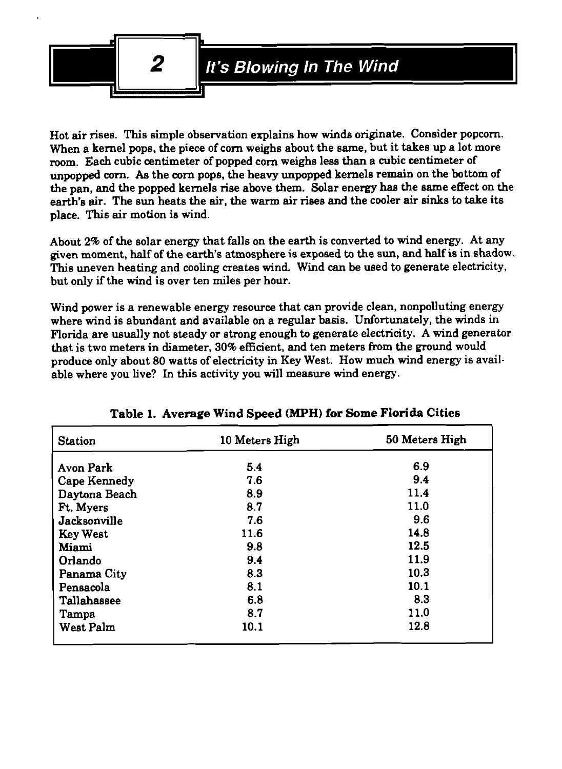# 2 It's Blowing In The Wind

Hot air rises. This simple observation explains how winds originate. Consider popcorn. When a kernel pops, the piece of corn weighs about the same, but it takes up a lot more room. Each cubic centimeter of popped corn weighs less than a cubic centimeter of unpopped corn. As the corn pops, the heavy unpopped kernels remain on the bottom of the pan, and the popped kernels rise above them. Solar energy has the same effect on the earth's air. The sun heats the air, the warm air rises and the cooler air sinks to take its place. This air motion is wind.

About 2% of the solar energy that falls on the earth is converted to wind energy. At any given moment, half of the earth's atmosphere is exposed to the sun, and half is in shadow. This uneven heating and cooling creates wind. Wind can be used to generate electricity, but only if the wind is over ten miles per hour.

Wind power is a renewable energy resource that can provide clean, nonpolluting energy where wind is abundant and available on a regular basis. Unfortunately, the winds in Florida are usually not steady or strong enough to generate electricity. A wind generator that is two meters in diameter, 30% efficient, and ten meters from the ground would produce only about 80 watts of electricity in Key West. How much wind energy is available where you live? In this activity you will measure wind energy.

**Table 1. Average Wind Speed (MPH) for Some Florida Cities**

| Station | 10 Meters High | 50 Meters High |
|---|---|---|
| Avon Park | 5.4 | 6.9 |
| Cape Kennedy | 7.6 | 9.4 |
| Daytona Beach | 8.9 | 11.4 |
| Ft. Myers | 8.7 | 11.0 |
| Jacksonville | 7.6 | 9.6 |
| Key West | 11.6 | 14.8 |
| Miami | 9.8 | 12.5 |
| Orlando | 9.4 | 11.9 |
| Panama City | 8.3 | 10.3 |
| Pensacola | 8.1 | 10.1 |
| Tallahassee | 6.8 | 8.3 |
| Tampa | 8.7 | 11.0 |
| West Palm | 10.1 | 12.8 |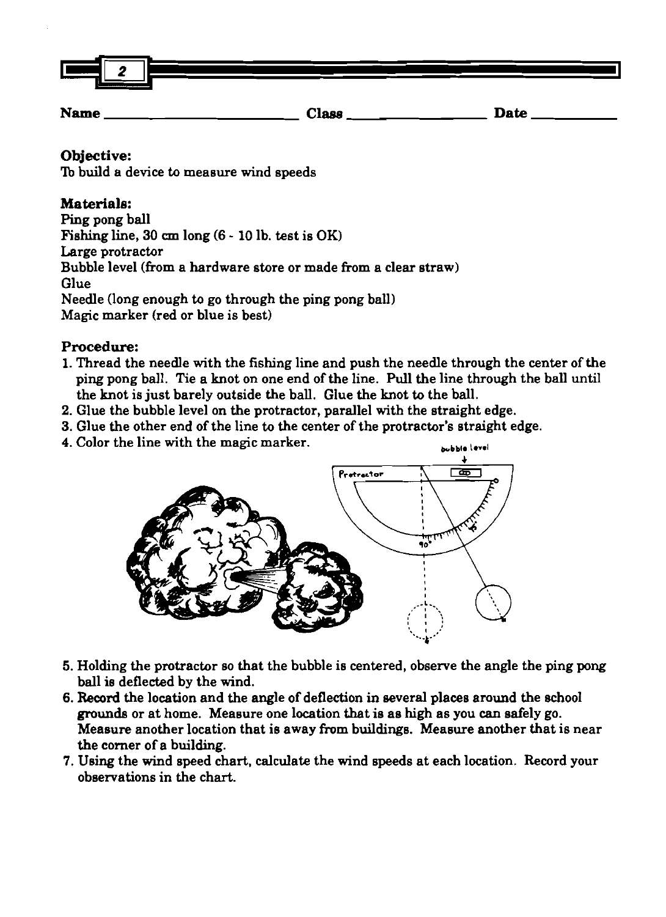2

Name ______________________ Class ________________ Date __________

**Objective:**
To build a device to measure wind speeds

**Materials:**
Ping pong ball
Fishing line, 30 cm long (6 - 10 lb. test is OK)
Large protractor
Bubble level (from a hardware store or made from a clear straw)
Glue
Needle (long enough to go through the ping pong ball)
Magic marker (red or blue is best)

**Procedure:**

1. Thread the needle with the fishing line and push the needle through the center of the ping pong ball. Tie a knot on one end of the line. Pull the line through the ball until the knot is just barely outside the ball. Glue the knot to the ball.
2. Glue the bubble level on the protractor, parallel with the straight edge.
3. Glue the other end of the line to the center of the protractor's straight edge.
4. Color the line with the magic marker.
5. Holding the protractor so that the bubble is centered, observe the angle the ping pong ball is deflected by the wind.
6. Record the location and the angle of deflection in several places around the school grounds or at home. Measure one location that is as high as you can safely go. Measure another location that is away from buildings. Measure another that is near the corner of a building.
7. Using the wind speed chart, calculate the wind speeds at each location. Record your observations in the chart.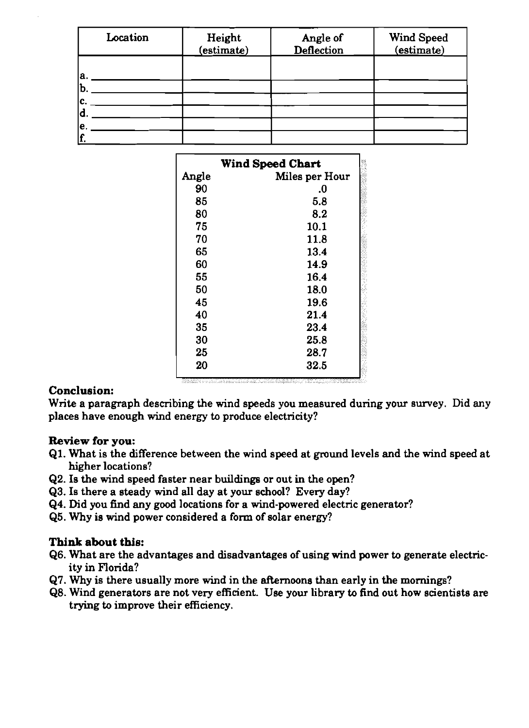| Location | Height (estimate) | Angle of Deflection | Wind Speed (estimate) |
|---|---|---|---|
| a. ______ | | | |
| b. ______ | | | |
| c. ______ | | | |
| d. ______ | | | |
| e. ______ | | | |
| f. ______ | | | |

**Wind Speed Chart**

| Angle | Miles per Hour |
|---|---|
| 90 | .0 |
| 85 | 5.8 |
| 80 | 8.2 |
| 75 | 10.1 |
| 70 | 11.8 |
| 65 | 13.4 |
| 60 | 14.9 |
| 55 | 16.4 |
| 50 | 18.0 |
| 45 | 19.6 |
| 40 | 21.4 |
| 35 | 23.4 |
| 30 | 25.8 |
| 25 | 28.7 |
| 20 | 32.5 |

**Conclusion:**

Write a paragraph describing the wind speeds you measured during your survey. Did any places have enough wind energy to produce electricity?

**Review for you:**

Q1. What is the difference between the wind speed at ground levels and the wind speed at higher locations?

Q2. Is the wind speed faster near buildings or out in the open?

Q3. Is there a steady wind all day at your school? Every day?

Q4. Did you find any good locations for a wind-powered electric generator?

Q5. Why is wind power considered a form of solar energy?

**Think about this:**

Q6. What are the advantages and disadvantages of using wind power to generate electricity in Florida?

Q7. Why is there usually more wind in the afternoons than early in the mornings?

Q8. Wind generators are not very efficient. Use your library to find out how scientists are trying to improve their efficiency.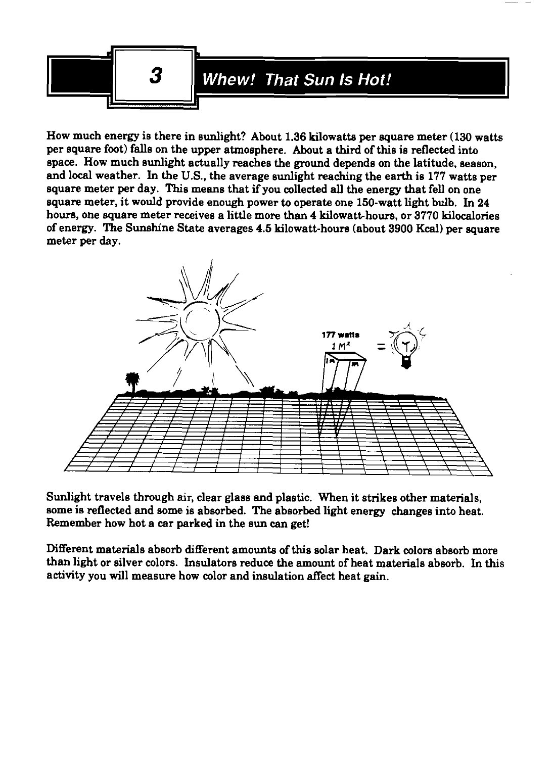# 3 Whew! That Sun Is Hot!

How much energy is there in sunlight? About 1.36 kilowatts per square meter (130 watts per square foot) falls on the upper atmosphere. About a third of this is reflected into space. How much sunlight actually reaches the ground depends on the latitude, season, and local weather. In the U.S., the average sunlight reaching the earth is 177 watts per square meter per day. This means that if you collected all the energy that fell on one square meter, it would provide enough power to operate one 150-watt light bulb. In 24 hours, one square meter receives a little more than 4 kilowatt-hours, or 3770 kilocalories of energy. The Sunshine State averages 4.5 kilowatt-hours (about 3900 Kcal) per square meter per day.

Sunlight travels through air, clear glass and plastic. When it strikes other materials, some is reflected and some is absorbed. The absorbed light energy changes into heat. Remember how hot a car parked in the sun can get!

Different materials absorb different amounts of this solar heat. Dark colors absorb more than light or silver colors. Insulators reduce the amount of heat materials absorb. In this activity you will measure how color and insulation affect heat gain.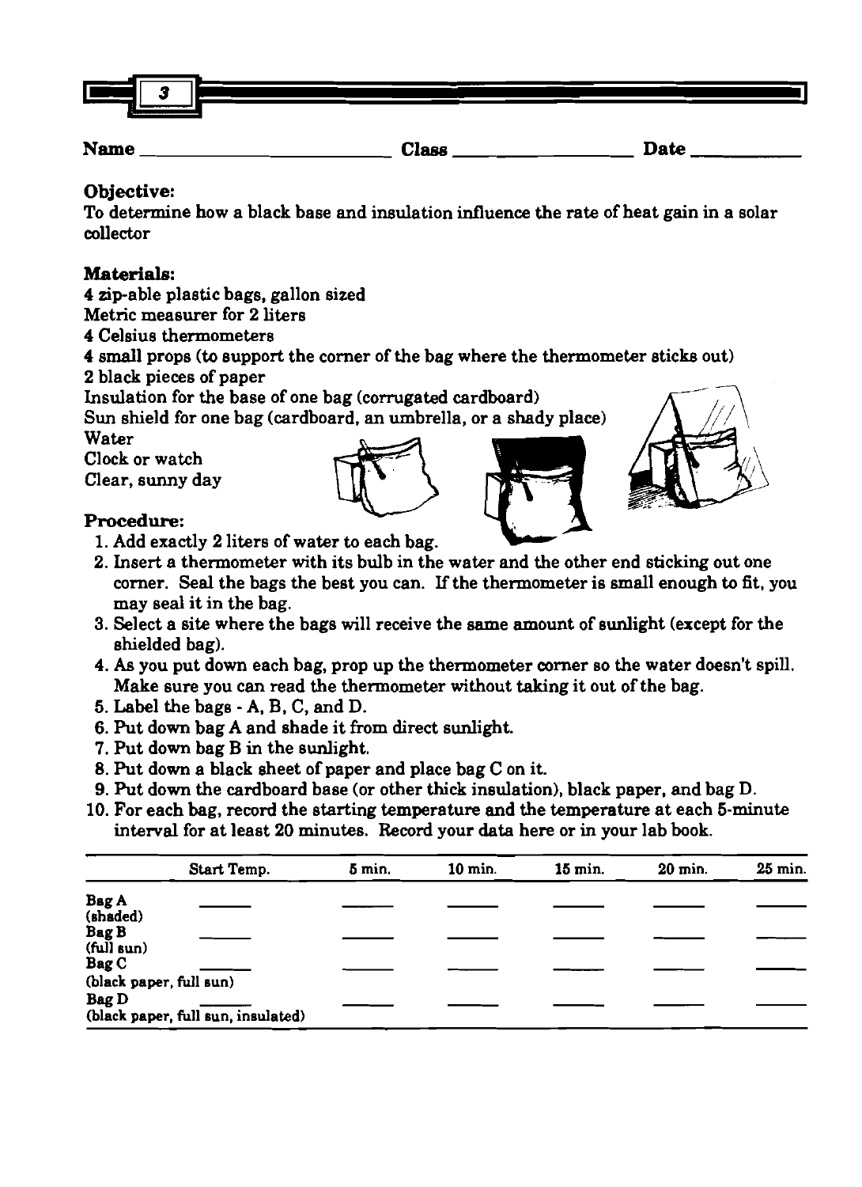Name ______________________ Class ________________ Date __________

**Objective:**

To determine how a black base and insulation influence the rate of heat gain in a solar collector

**Materials:**

4 zip-able plastic bags, gallon sized
Metric measurer for 2 liters
4 Celsius thermometers
4 small props (to support the corner of the bag where the thermometer sticks out)
2 black pieces of paper
Insulation for the base of one bag (corrugated cardboard)
Sun shield for one bag (cardboard, an umbrella, or a shady place)
Water
Clock or watch
Clear, sunny day

**Procedure:**

1. Add exactly 2 liters of water to each bag.
2. Insert a thermometer with its bulb in the water and the other end sticking out one corner. Seal the bags the best you can. If the thermometer is small enough to fit, you may seal it in the bag.
3. Select a site where the bags will receive the same amount of sunlight (except for the shielded bag).
4. As you put down each bag, prop up the thermometer corner so the water doesn't spill. Make sure you can read the thermometer without taking it out of the bag.
5. Label the bags - A, B, C, and D.
6. Put down bag A and shade it from direct sunlight.
7. Put down bag B in the sunlight.
8. Put down a black sheet of paper and place bag C on it.
9. Put down the cardboard base (or other thick insulation), black paper, and bag D.
10. For each bag, record the starting temperature and the temperature at each 5-minute interval for at least 20 minutes. Record your data here or in your lab book.

| | Start Temp. | 5 min. | 10 min. | 15 min. | 20 min. | 25 min. |
|---|---|---|---|---|---|---|
| **Bag A** (shaded) | ______ | ______ | ______ | ______ | ______ | ______ |
| **Bag B** (full sun) | ______ | ______ | ______ | ______ | ______ | ______ |
| **Bag C** (black paper, full sun) | ______ | ______ | ______ | ______ | ______ | ______ |
| **Bag D** (black paper, full sun, insulated) | ______ | ______ | ______ | ______ | ______ | ______ |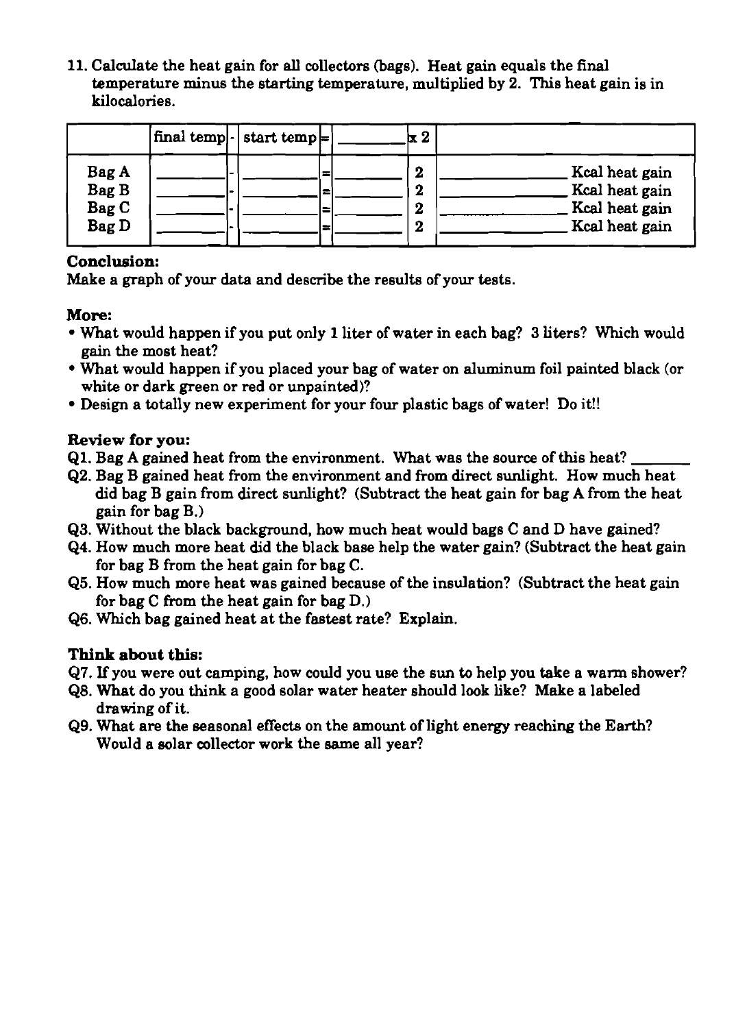11. Calculate the heat gain for all collectors (bags). Heat gain equals the final temperature minus the starting temperature, multiplied by 2. This heat gain is in kilocalories.

| | final temp | - | start temp | = | ________ | x 2 | |
|---|---|---|---|---|---|---|---|
| Bag A | ________ | - | ________ | = | ________ | 2 | ____________ Kcal heat gain |
| Bag B | ________ | - | ________ | = | ________ | 2 | ____________ Kcal heat gain |
| Bag C | ________ | - | ________ | = | ________ | 2 | ____________ Kcal heat gain |
| Bag D | ________ | - | ________ | = | ________ | 2 | ____________ Kcal heat gain |

**Conclusion:**

Make a graph of your data and describe the results of your tests.

**More:**

- What would happen if you put only 1 liter of water in each bag? 3 liters? Which would gain the most heat?
- What would happen if you placed your bag of water on aluminum foil painted black (or white or dark green or red or unpainted)?
- Design a totally new experiment for your four plastic bags of water! Do it!!

**Review for you:**

Q1. Bag A gained heat from the environment. What was the source of this heat? _______

Q2. Bag B gained heat from the environment and from direct sunlight. How much heat did bag B gain from direct sunlight? (Subtract the heat gain for bag A from the heat gain for bag B.)

Q3. Without the black background, how much heat would bags C and D have gained?

Q4. How much more heat did the black base help the water gain? (Subtract the heat gain for bag B from the heat gain for bag C.

Q5. How much more heat was gained because of the insulation? (Subtract the heat gain for bag C from the heat gain for bag D.)

Q6. Which bag gained heat at the fastest rate? Explain.

**Think about this:**

Q7. If you were out camping, how could you use the sun to help you take a warm shower?

Q8. What do you think a good solar water heater should look like? Make a labeled drawing of it.

Q9. What are the seasonal effects on the amount of light energy reaching the Earth? Would a solar collector work the same all year?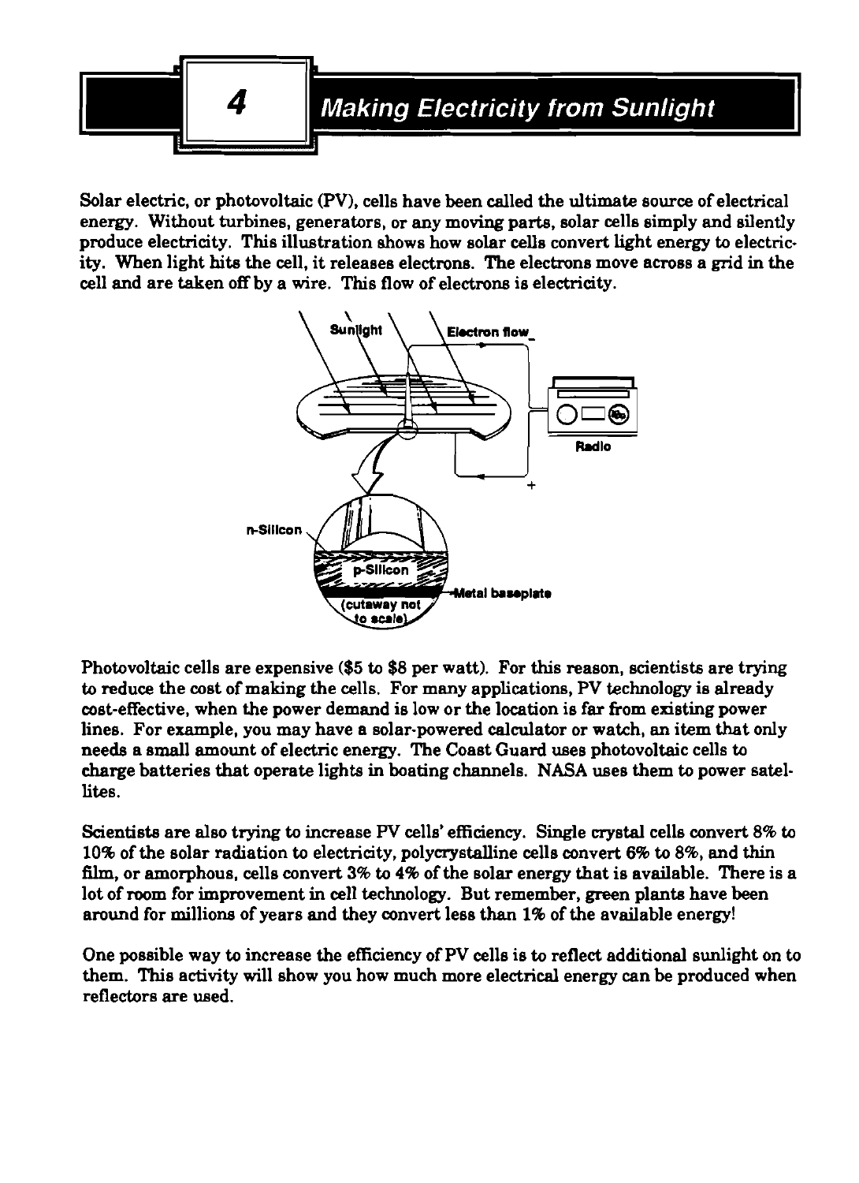# 4 Making Electricity from Sunlight

Solar electric, or photovoltaic (PV), cells have been called the ultimate source of electrical energy. Without turbines, generators, or any moving parts, solar cells simply and silently produce electricity. This illustration shows how solar cells convert light energy to electricity. When light hits the cell, it releases electrons. The electrons move across a grid in the cell and are taken off by a wire. This flow of electrons is electricity.

Photovoltaic cells are expensive ($5 to $8 per watt). For this reason, scientists are trying to reduce the cost of making the cells. For many applications, PV technology is already cost-effective, when the power demand is low or the location is far from existing power lines. For example, you may have a solar-powered calculator or watch, an item that only needs a small amount of electric energy. The Coast Guard uses photovoltaic cells to charge batteries that operate lights in boating channels. NASA uses them to power satellites.

Scientists are also trying to increase PV cells' efficiency. Single crystal cells convert 8% to 10% of the solar radiation to electricity, polycrystalline cells convert 6% to 8%, and thin film, or amorphous, cells convert 3% to 4% of the solar energy that is available. There is a lot of room for improvement in cell technology. But remember, green plants have been around for millions of years and they convert less than 1% of the available energy!

One possible way to increase the efficiency of PV cells is to reflect additional sunlight on to them. This activity will show you how much more electrical energy can be produced when reflectors are used.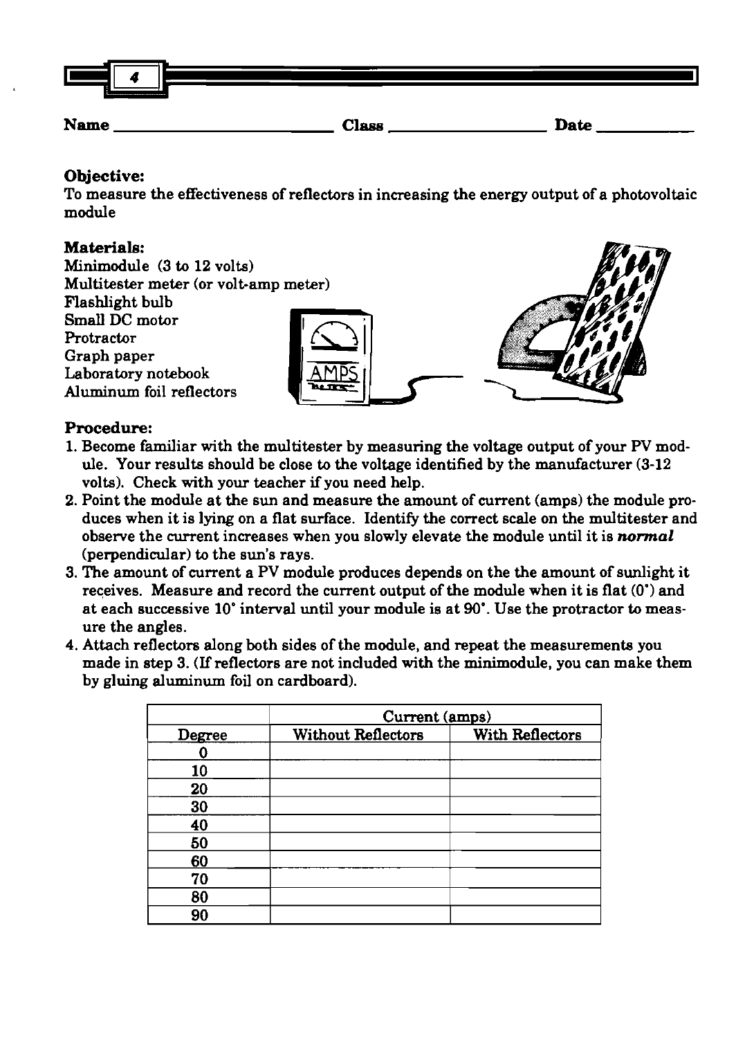4

Name ____________________ Class ________________ Date __________

**Objective:**
To measure the effectiveness of reflectors in increasing the energy output of a photovoltaic module

**Materials:**
Minimodule (3 to 12 volts)
Multitester meter (or volt-amp meter)
Flashlight bulb
Small DC motor
Protractor
Graph paper
Laboratory notebook
Aluminum foil reflectors

**Procedure:**
1. Become familiar with the multitester by measuring the voltage output of your PV module. Your results should be close to the voltage identified by the manufacturer (3-12 volts). Check with your teacher if you need help.
2. Point the module at the sun and measure the amount of current (amps) the module produces when it is lying on a flat surface. Identify the correct scale on the multitester and observe the current increases when you slowly elevate the module until it is ***normal*** (perpendicular) to the sun's rays.
3. The amount of current a PV module produces depends on the the amount of sunlight it receives. Measure and record the current output of the module when it is flat (0°) and at each successive 10° interval until your module is at 90°. Use the protractor to measure the angles.
4. Attach reflectors along both sides of the module, and repeat the measurements you made in step 3. (If reflectors are not included with the minimodule, you can make them by gluing aluminum foil on cardboard).

| | Current (amps) | |
|---|---|---|
| Degree | Without Reflectors | With Reflectors |
| 0 | | |
| 10 | | |
| 20 | | |
| 30 | | |
| 40 | | |
| 50 | | |
| 60 | | |
| 70 | | |
| 80 | | |
| 90 | | |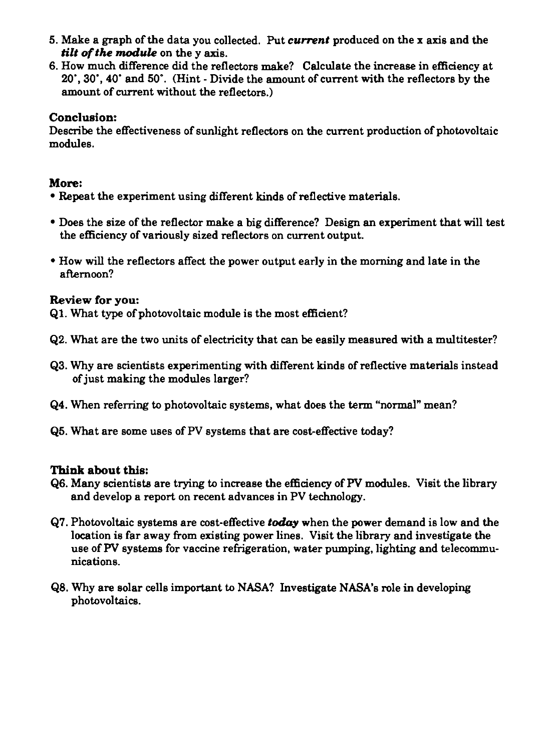5. Make a graph of the data you collected. Put ***current*** produced on the x axis and the ***tilt of the module*** on the y axis.
6. How much difference did the reflectors make? Calculate the increase in efficiency at 20˚, 30˚, 40˚ and 50˚. (Hint - Divide the amount of current with the reflectors by the amount of current without the reflectors.)

**Conclusion:**

Describe the effectiveness of sunlight reflectors on the current production of photovoltaic modules.

**More:**

- Repeat the experiment using different kinds of reflective materials.
- Does the size of the reflector make a big difference? Design an experiment that will test the efficiency of variously sized reflectors on current output.
- How will the reflectors affect the power output early in the morning and late in the afternoon?

**Review for you:**

Q1. What type of photovoltaic module is the most efficient?

Q2. What are the two units of electricity that can be easily measured with a multitester?

Q3. Why are scientists experimenting with different kinds of reflective materials instead of just making the modules larger?

Q4. When referring to photovoltaic systems, what does the term "normal" mean?

Q5. What are some uses of PV systems that are cost-effective today?

**Think about this:**

Q6. Many scientists are trying to increase the efficiency of PV modules. Visit the library and develop a report on recent advances in PV technology.

Q7. Photovoltaic systems are cost-effective ***today*** when the power demand is low and the location is far away from existing power lines. Visit the library and investigate the use of PV systems for vaccine refrigeration, water pumping, lighting and telecommunications.

Q8. Why are solar cells important to NASA? Investigate NASA's role in developing photovoltaics.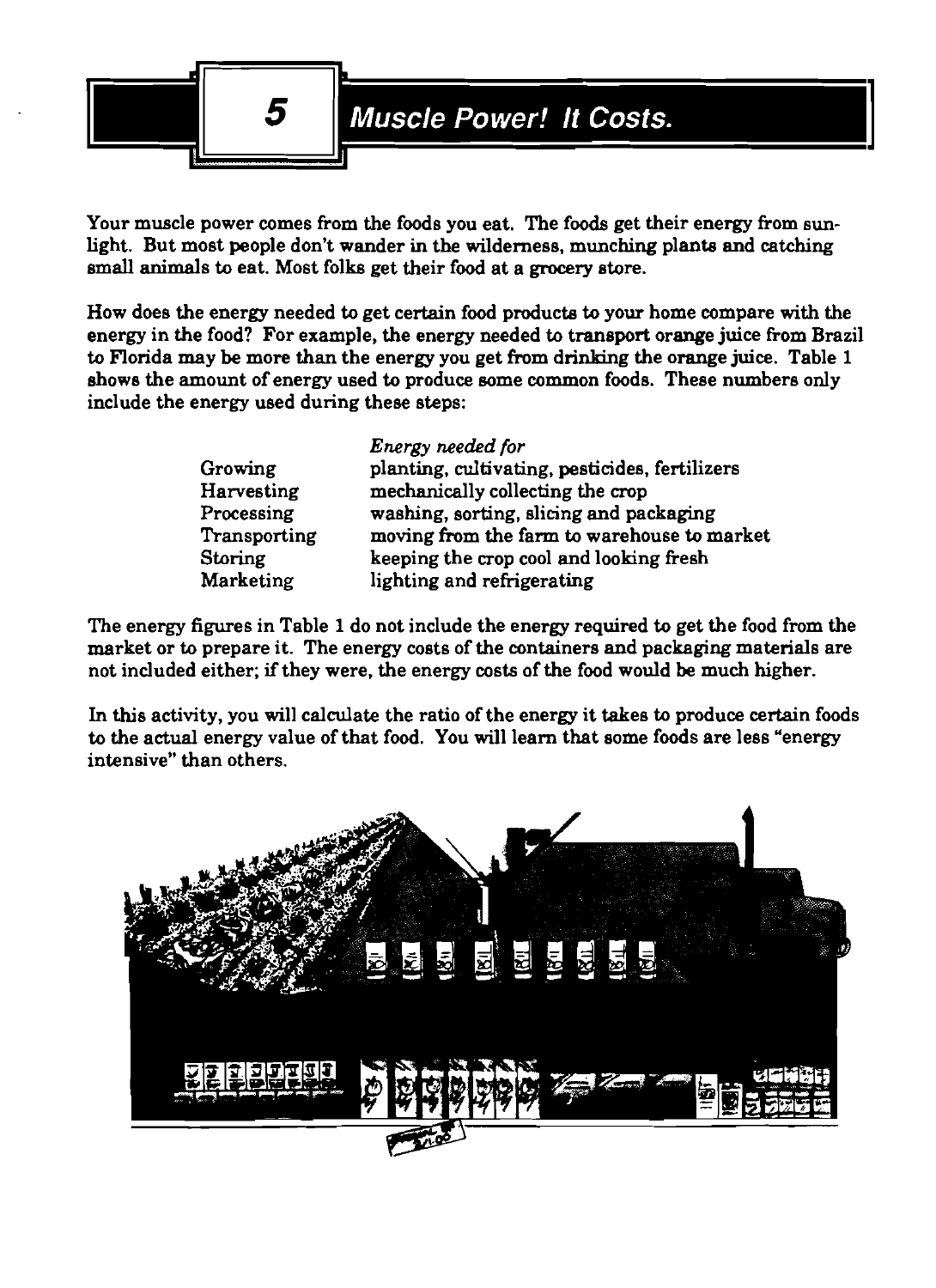# 5 Muscle Power! It Costs.

Your muscle power comes from the foods you eat. The foods get their energy from sunlight. But most people don't wander in the wilderness, munching plants and catching small animals to eat. Most folks get their food at a grocery store.

How does the energy needed to get certain food products to your home compare with the energy in the food? For example, the energy needed to transport orange juice from Brazil to Florida may be more than the energy you get from drinking the orange juice. Table 1 shows the amount of energy used to produce some common foods. These numbers only include the energy used during these steps:

| | *Energy needed for* |
|---|---|
| Growing | planting, cultivating, pesticides, fertilizers |
| Harvesting | mechanically collecting the crop |
| Processing | washing, sorting, slicing and packaging |
| Transporting | moving from the farm to warehouse to market |
| Storing | keeping the crop cool and looking fresh |
| Marketing | lighting and refrigerating |

The energy figures in Table 1 do not include the energy required to get the food from the market or to prepare it. The energy costs of the containers and packaging materials are not included either; if they were, the energy costs of the food would be much higher.

In this activity, you will calculate the ratio of the energy it takes to produce certain foods to the actual energy value of that food. You will learn that some foods are less "energy intensive" than others.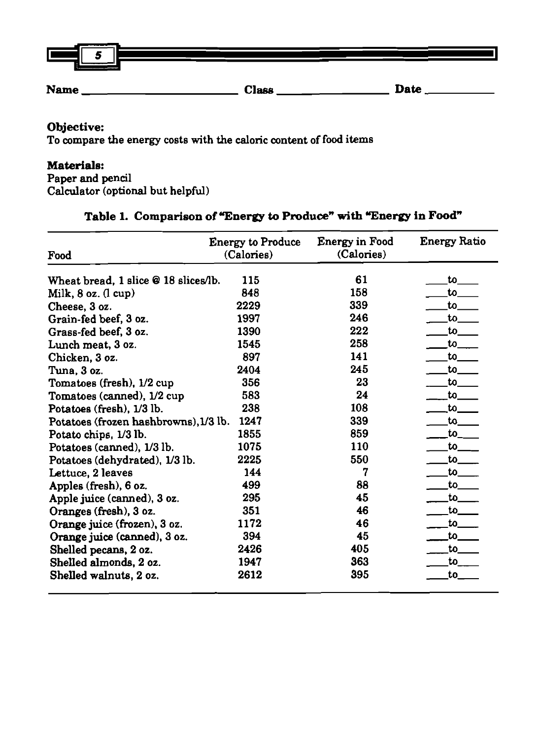5

Name ________________________ Class ________________ Date __________

**Objective:**
To compare the energy costs with the caloric content of food items

**Materials:**
Paper and pencil
Calculator (optional but helpful)

**Table 1. Comparison of "Energy to Produce" with "Energy in Food"**

| Food | Energy to Produce (Calories) | Energy in Food (Calories) | Energy Ratio |
|---|---|---|---|
| Wheat bread, 1 slice @ 18 slices/lb. | 115 | 61 | ____to____ |
| Milk, 8 oz. (1 cup) | 848 | 158 | ____to____ |
| Cheese, 3 oz. | 2229 | 339 | ____to____ |
| Grain-fed beef, 3 oz. | 1997 | 246 | ____to____ |
| Grass-fed beef, 3 oz. | 1390 | 222 | ____to____ |
| Lunch meat, 3 oz. | 1545 | 258 | ____to____ |
| Chicken, 3 oz. | 897 | 141 | ____to____ |
| Tuna, 3 oz. | 2404 | 245 | ____to____ |
| Tomatoes (fresh), 1/2 cup | 356 | 23 | ____to____ |
| Tomatoes (canned), 1/2 cup | 583 | 24 | ____to____ |
| Potatoes (fresh), 1/3 lb. | 238 | 108 | ____to____ |
| Potatoes (frozen hashbrowns), 1/3 lb. | 1247 | 339 | ____to____ |
| Potato chips, 1/3 lb. | 1855 | 859 | ____to____ |
| Potatoes (canned), 1/3 lb. | 1075 | 110 | ____to____ |
| Potatoes (dehydrated), 1/3 lb. | 2225 | 550 | ____to____ |
| Lettuce, 2 leaves | 144 | 7 | ____to____ |
| Apples (fresh), 6 oz. | 499 | 88 | ____to____ |
| Apple juice (canned), 3 oz. | 295 | 45 | ____to____ |
| Oranges (fresh), 3 oz. | 351 | 46 | ____to____ |
| Orange juice (frozen), 3 oz. | 1172 | 46 | ____to____ |
| Orange juice (canned), 3 oz. | 394 | 45 | ____to____ |
| Shelled pecans, 2 oz. | 2426 | 405 | ____to____ |
| Shelled almonds, 2 oz. | 1947 | 363 | ____to____ |
| Shelled walnuts, 2 oz. | 2612 | 395 | ____to____ |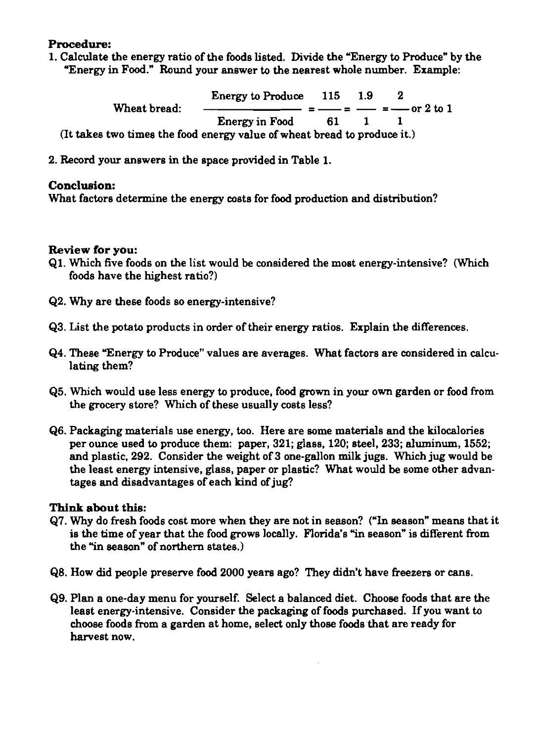**Procedure:**

1. Calculate the energy ratio of the foods listed. Divide the "Energy to Produce" by the "Energy in Food." Round your answer to the nearest whole number. Example:

$$\text{Wheat bread:} \quad \frac{\text{Energy to Produce}}{\text{Energy in Food}} = \frac{115}{61} = \frac{1.9}{1} = \frac{2}{1} \text{ or 2 to 1}$$

(It takes two times the food energy value of wheat bread to produce it.)

2. Record your answers in the space provided in Table 1.

**Conclusion:**

What factors determine the energy costs for food production and distribution?

**Review for you:**

Q1. Which five foods on the list would be considered the most energy-intensive? (Which foods have the highest ratio?)

Q2. Why are these foods so energy-intensive?

Q3. List the potato products in order of their energy ratios. Explain the differences.

Q4. These "Energy to Produce" values are averages. What factors are considered in calculating them?

Q5. Which would use less energy to produce, food grown in your own garden or food from the grocery store? Which of these usually costs less?

Q6. Packaging materials use energy, too. Here are some materials and the kilocalories per ounce used to produce them: paper, 321; glass, 120; steel, 233; aluminum, 1552; and plastic, 292. Consider the weight of 3 one-gallon milk jugs. Which jug would be the least energy intensive, glass, paper or plastic? What would be some other advantages and disadvantages of each kind of jug?

**Think about this:**

Q7. Why do fresh foods cost more when they are not in season? ("In season" means that it is the time of year that the food grows locally. Florida's "in season" is different from the "in season" of northern states.)

Q8. How did people preserve food 2000 years ago? They didn't have freezers or cans.

Q9. Plan a one-day menu for yourself. Select a balanced diet. Choose foods that are the least energy-intensive. Consider the packaging of foods purchased. If you want to choose foods from a garden at home, select only those foods that are ready for harvest now.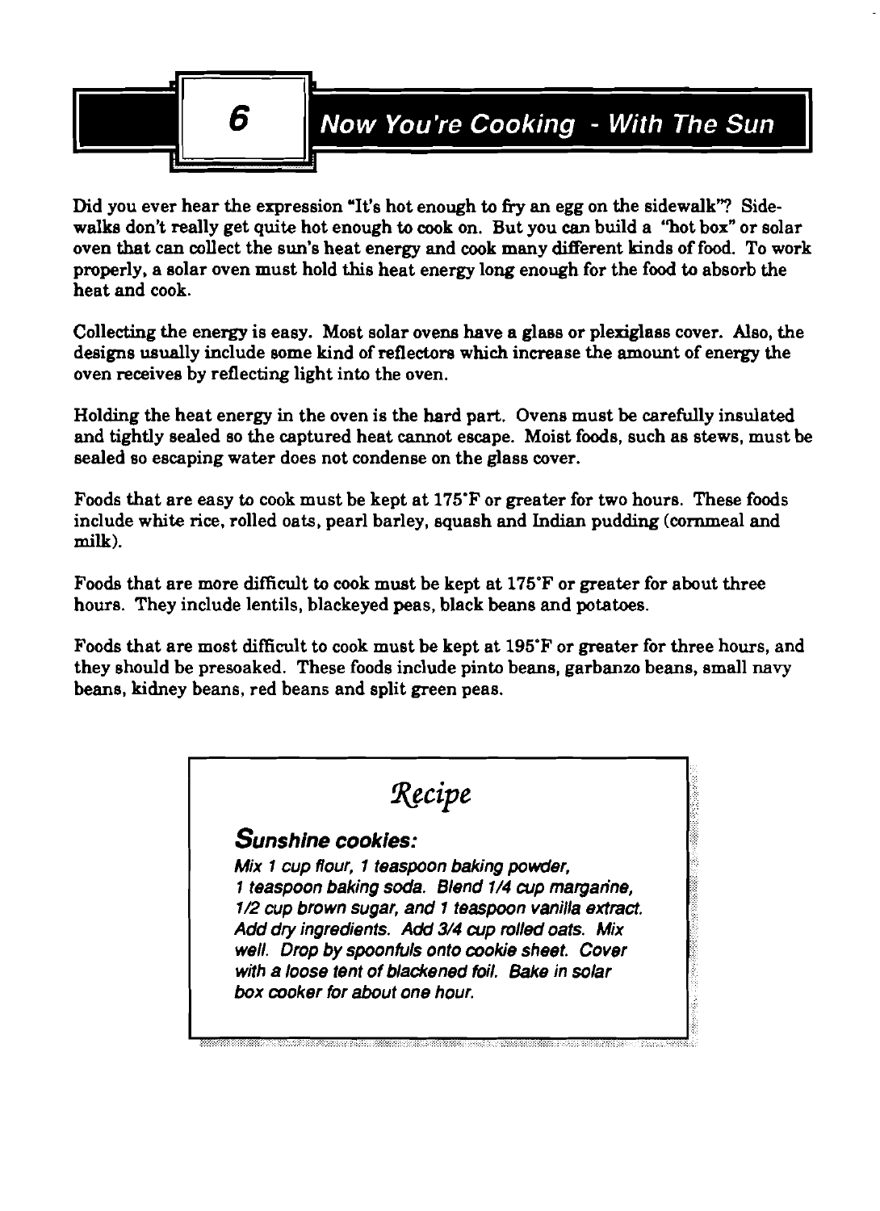# 6 Now You're Cooking - With The Sun

Did you ever hear the expression "It's hot enough to fry an egg on the sidewalk"? Sidewalks don't really get quite hot enough to cook on. But you can build a "hot box" or solar oven that can collect the sun's heat energy and cook many different kinds of food. To work properly, a solar oven must hold this heat energy long enough for the food to absorb the heat and cook.

Collecting the energy is easy. Most solar ovens have a glass or plexiglass cover. Also, the designs usually include some kind of reflectors which increase the amount of energy the oven receives by reflecting light into the oven.

Holding the heat energy in the oven is the hard part. Ovens must be carefully insulated and tightly sealed so the captured heat cannot escape. Moist foods, such as stews, must be sealed so escaping water does not condense on the glass cover.

Foods that are easy to cook must be kept at 175°F or greater for two hours. These foods include white rice, rolled oats, pearl barley, squash and Indian pudding (cornmeal and milk).

Foods that are more difficult to cook must be kept at 175°F or greater for about three hours. They include lentils, blackeyed peas, black beans and potatoes.

Foods that are most difficult to cook must be kept at 195°F or greater for three hours, and they should be presoaked. These foods include pinto beans, garbanzo beans, small navy beans, kidney beans, red beans and split green peas.

## *Recipe*

### Sunshine cookies:

*Mix 1 cup flour, 1 teaspoon baking powder, 1 teaspoon baking soda. Blend 1/4 cup margarine, 1/2 cup brown sugar, and 1 teaspoon vanilla extract. Add dry ingredients. Add 3/4 cup rolled oats. Mix well. Drop by spoonfuls onto cookie sheet. Cover with a loose tent of blackened foil. Bake in solar box cooker for about one hour.*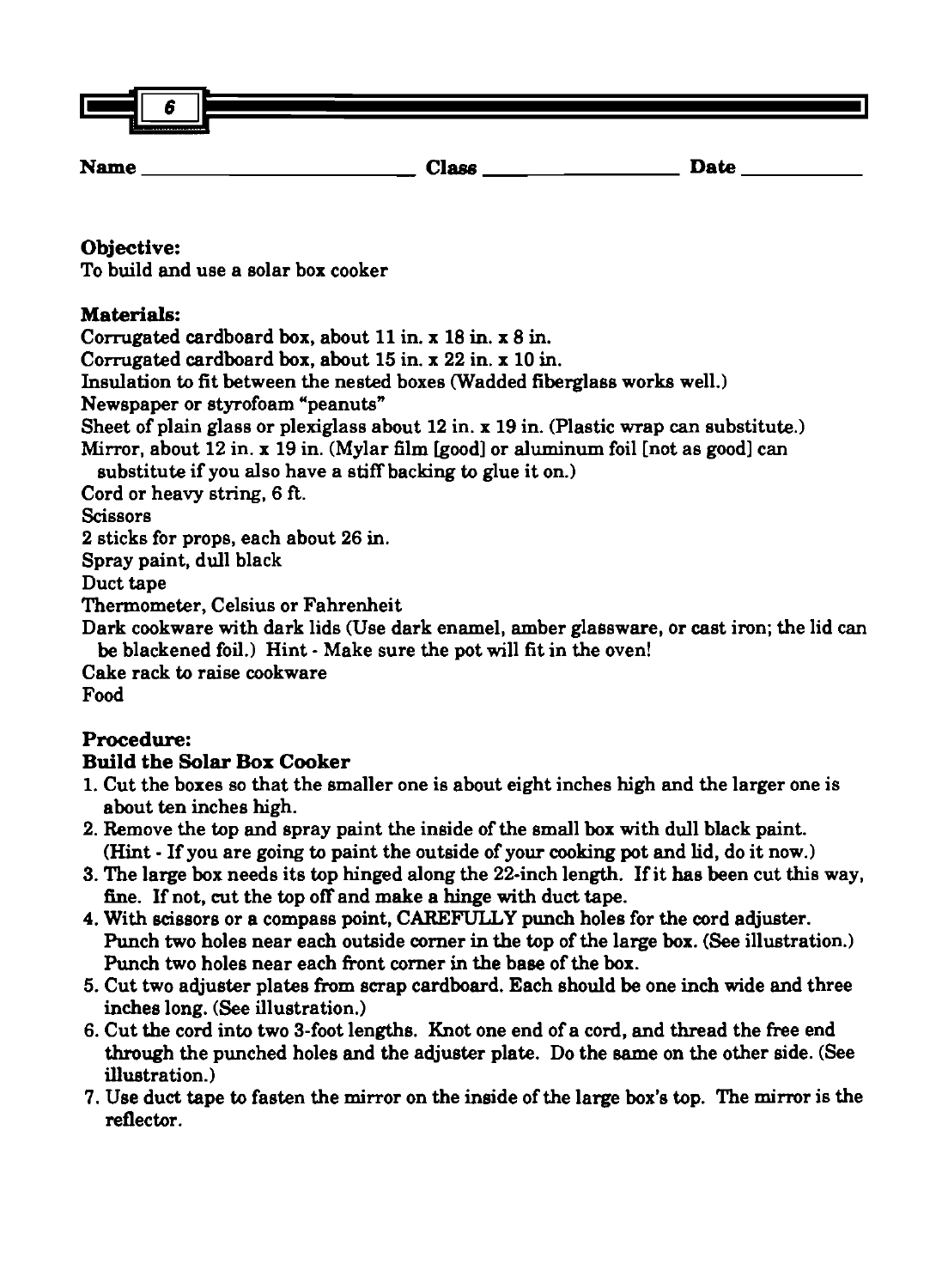6

Name ________________________ Class ____________________ Date ___________

**Objective:**
To build and use a solar box cooker

**Materials:**
Corrugated cardboard box, about 11 in. x 18 in. x 8 in.
Corrugated cardboard box, about 15 in. x 22 in. x 10 in.
Insulation to fit between the nested boxes (Wadded fiberglass works well.)
Newspaper or styrofoam "peanuts"
Sheet of plain glass or plexiglass about 12 in. x 19 in. (Plastic wrap can substitute.)
Mirror, about 12 in. x 19 in. (Mylar film [good] or aluminum foil [not as good] can substitute if you also have a stiff backing to glue it on.)
Cord or heavy string, 6 ft.
Scissors
2 sticks for props, each about 26 in.
Spray paint, dull black
Duct tape
Thermometer, Celsius or Fahrenheit
Dark cookware with dark lids (Use dark enamel, amber glassware, or cast iron; the lid can be blackened foil.) Hint - Make sure the pot will fit in the oven!
Cake rack to raise cookware
Food

**Procedure:**
**Build the Solar Box Cooker**

1. Cut the boxes so that the smaller one is about eight inches high and the larger one is about ten inches high.
2. Remove the top and spray paint the inside of the small box with dull black paint. (Hint - If you are going to paint the outside of your cooking pot and lid, do it now.)
3. The large box needs its top hinged along the 22-inch length. If it has been cut this way, fine. If not, cut the top off and make a hinge with duct tape.
4. With scissors or a compass point, CAREFULLY punch holes for the cord adjuster. Punch two holes near each outside corner in the top of the large box. (See illustration.) Punch two holes near each front corner in the base of the box.
5. Cut two adjuster plates from scrap cardboard. Each should be one inch wide and three inches long. (See illustration.)
6. Cut the cord into two 3-foot lengths. Knot one end of a cord, and thread the free end through the punched holes and the adjuster plate. Do the same on the other side. (See illustration.)
7. Use duct tape to fasten the mirror on the inside of the large box's top. The mirror is the reflector.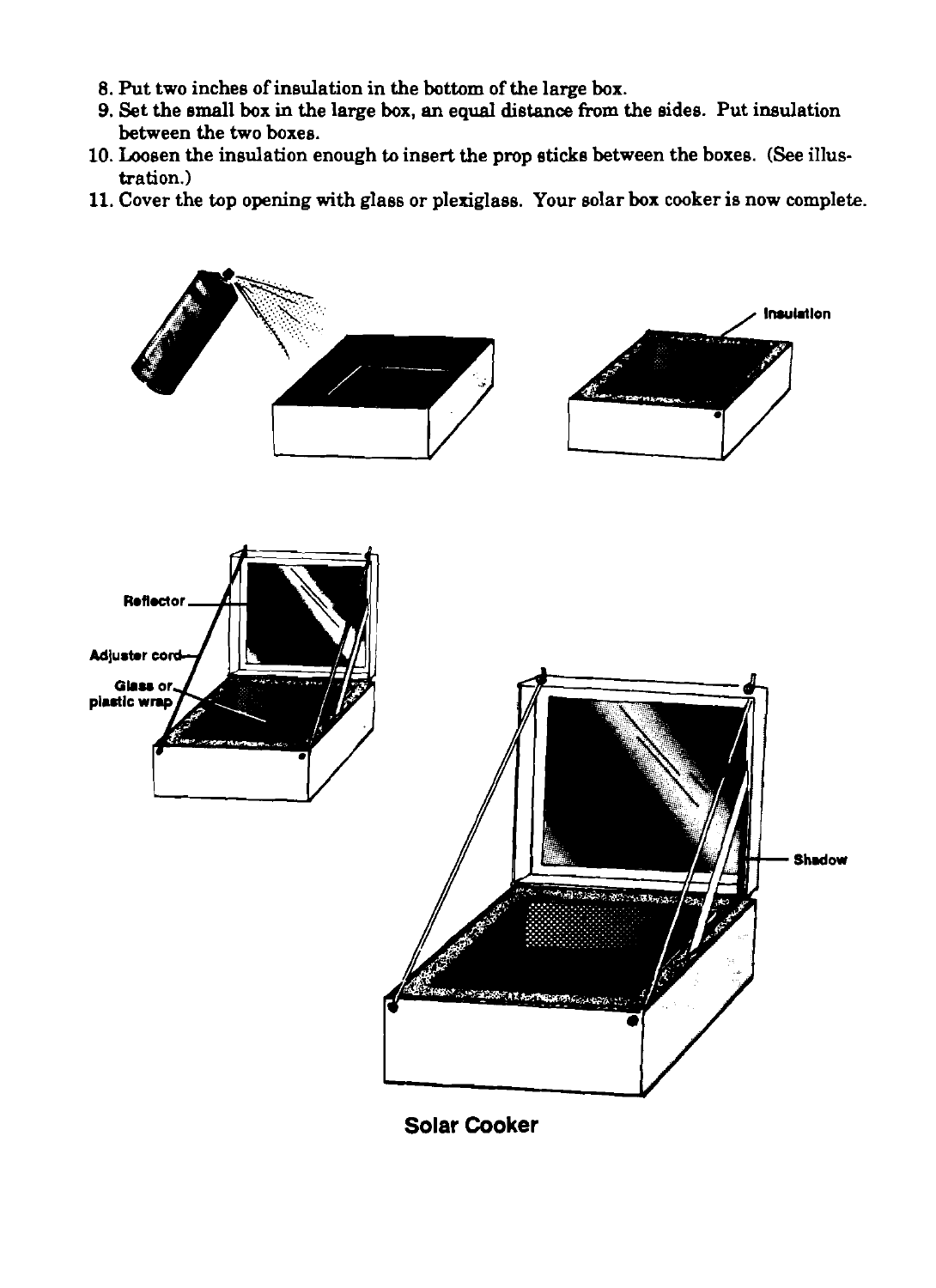8. Put two inches of insulation in the bottom of the large box.
9. Set the small box in the large box, an equal distance from the sides. Put insulation between the two boxes.
10. Loosen the insulation enough to insert the prop sticks between the boxes. (See illustration.)
11. Cover the top opening with glass or plexiglass. Your solar box cooker is now complete.

Insulation

Reflector

Adjuster cord

Glass or plastic wrap

Shadow

**Solar Cooker**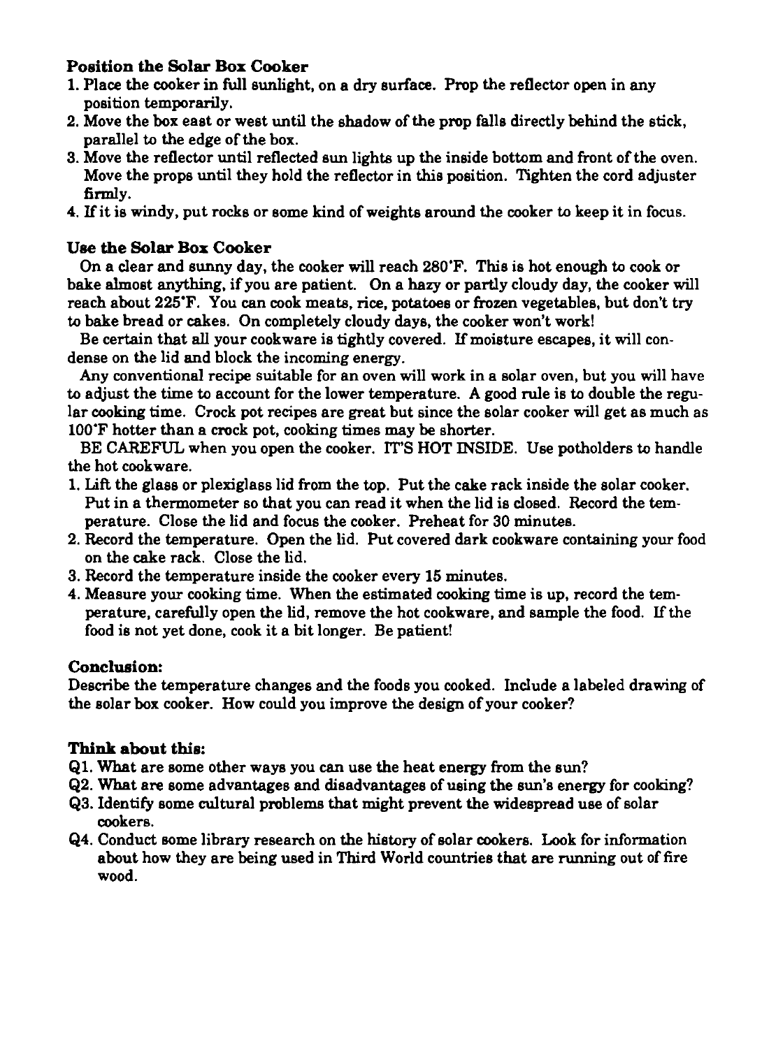**Position the Solar Box Cooker**

1. Place the cooker in full sunlight, on a dry surface. Prop the reflector open in any position temporarily.
2. Move the box east or west until the shadow of the prop falls directly behind the stick, parallel to the edge of the box.
3. Move the reflector until reflected sun lights up the inside bottom and front of the oven. Move the props until they hold the reflector in this position. Tighten the cord adjuster firmly.
4. If it is windy, put rocks or some kind of weights around the cooker to keep it in focus.

**Use the Solar Box Cooker**

On a clear and sunny day, the cooker will reach 280°F. This is hot enough to cook or bake almost anything, if you are patient. On a hazy or partly cloudy day, the cooker will reach about 225°F. You can cook meats, rice, potatoes or frozen vegetables, but don't try to bake bread or cakes. On completely cloudy days, the cooker won't work!

Be certain that all your cookware is tightly covered. If moisture escapes, it will condense on the lid and block the incoming energy.

Any conventional recipe suitable for an oven will work in a solar oven, but you will have to adjust the time to account for the lower temperature. A good rule is to double the regular cooking time. Crock pot recipes are great but since the solar cooker will get as much as 100°F hotter than a crock pot, cooking times may be shorter.

BE CAREFUL when you open the cooker. IT'S HOT INSIDE. Use potholders to handle the hot cookware.

1. Lift the glass or plexiglass lid from the top. Put the cake rack inside the solar cooker. Put in a thermometer so that you can read it when the lid is closed. Record the temperature. Close the lid and focus the cooker. Preheat for 30 minutes.
2. Record the temperature. Open the lid. Put covered dark cookware containing your food on the cake rack. Close the lid.
3. Record the temperature inside the cooker every 15 minutes.
4. Measure your cooking time. When the estimated cooking time is up, record the temperature, carefully open the lid, remove the hot cookware, and sample the food. If the food is not yet done, cook it a bit longer. Be patient!

**Conclusion:**

Describe the temperature changes and the foods you cooked. Include a labeled drawing of the solar box cooker. How could you improve the design of your cooker?

**Think about this:**

Q1. What are some other ways you can use the heat energy from the sun?

Q2. What are some advantages and disadvantages of using the sun's energy for cooking?

Q3. Identify some cultural problems that might prevent the widespread use of solar cookers.

Q4. Conduct some library research on the history of solar cookers. Look for information about how they are being used in Third World countries that are running out of fire wood.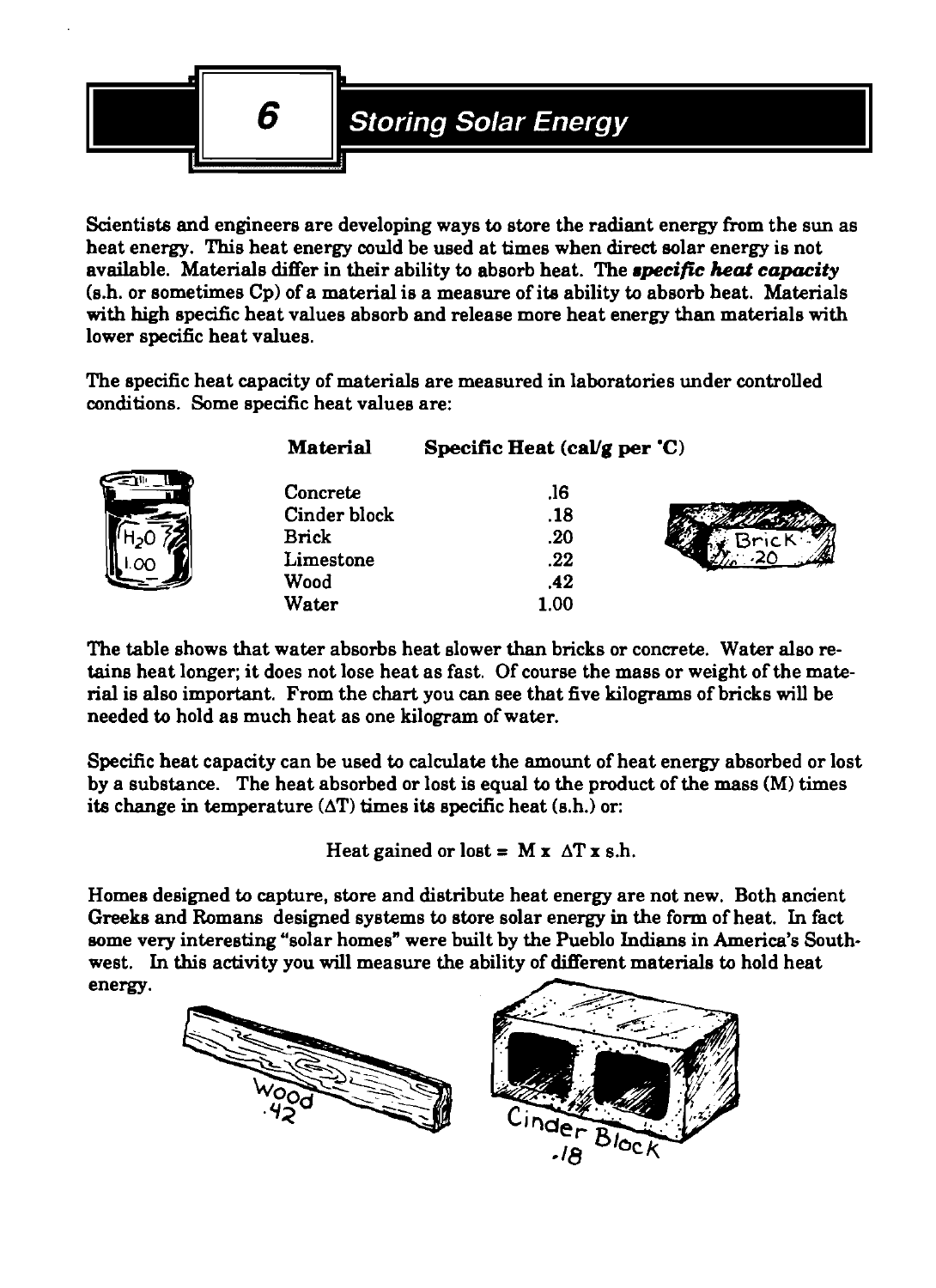# 6 Storing Solar Energy

Scientists and engineers are developing ways to store the radiant energy from the sun as heat energy. This heat energy could be used at times when direct solar energy is not available. Materials differ in their ability to absorb heat. The ***specific heat capacity*** (s.h. or sometimes Cp) of a material is a measure of its ability to absorb heat. Materials with high specific heat values absorb and release more heat energy than materials with lower specific heat values.

The specific heat capacity of materials are measured in laboratories under controlled conditions. Some specific heat values are:

| **Material** | **Specific Heat (cal/g per °C)** |
|---|---|
| Concrete | .16 |
| Cinder block | .18 |
| Brick | .20 |
| Limestone | .22 |
| Wood | .42 |
| Water | 1.00 |

The table shows that water absorbs heat slower than bricks or concrete. Water also retains heat longer; it does not lose heat as fast. Of course the mass or weight of the material is also important. From the chart you can see that five kilograms of bricks will be needed to hold as much heat as one kilogram of water.

Specific heat capacity can be used to calculate the amount of heat energy absorbed or lost by a substance. The heat absorbed or lost is equal to the product of the mass (M) times its change in temperature ($\Delta T$) times its specific heat (s.h.) or:

$$\text{Heat gained or lost} = M \times \Delta T \times \text{s.h.}$$

Homes designed to capture, store and distribute heat energy are not new. Both ancient Greeks and Romans designed systems to store solar energy in the form of heat. In fact some very interesting "solar homes" were built by the Pueblo Indians in America's Southwest. In this activity you will measure the ability of different materials to hold heat energy.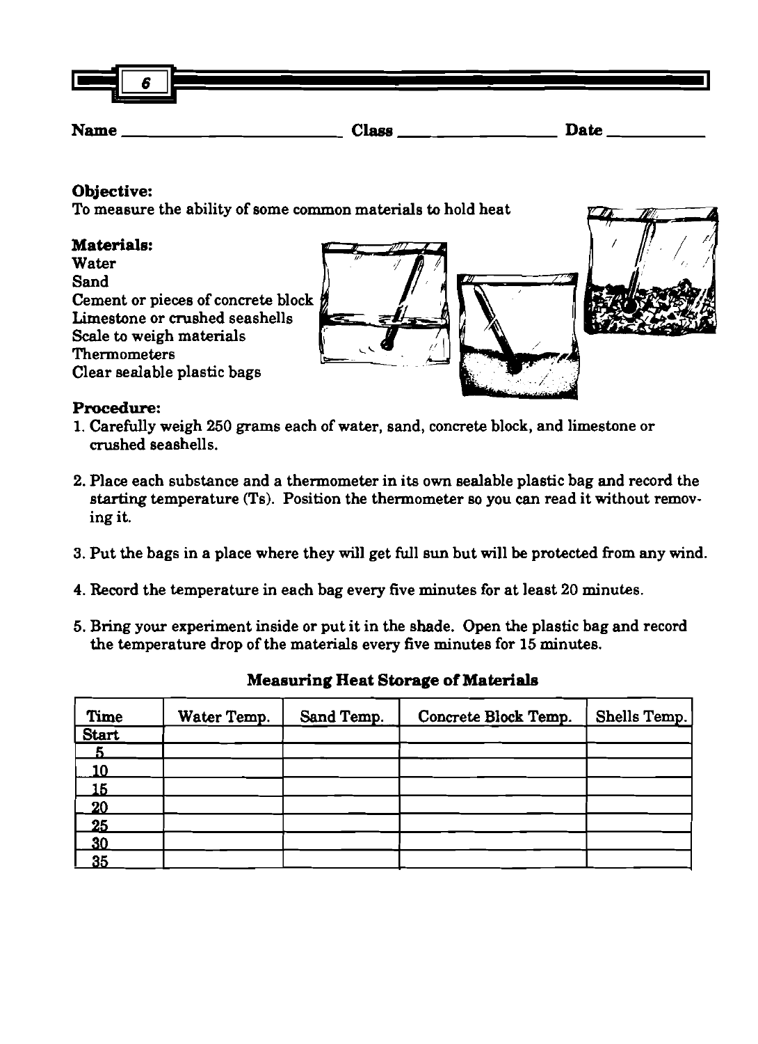Name ____________________ Class ________________ Date __________

**Objective:**
To measure the ability of some common materials to hold heat

**Materials:**
Water
Sand
Cement or pieces of concrete block
Limestone or crushed seashells
Scale to weigh materials
Thermometers
Clear sealable plastic bags

**Procedure:**

1. Carefully weigh 250 grams each of water, sand, concrete block, and limestone or crushed seashells.
2. Place each substance and a thermometer in its own sealable plastic bag and record the starting temperature (Ts). Position the thermometer so you can read it without removing it.
3. Put the bags in a place where they will get full sun but will be protected from any wind.
4. Record the temperature in each bag every five minutes for at least 20 minutes.
5. Bring your experiment inside or put it in the shade. Open the plastic bag and record the temperature drop of the materials every five minutes for 15 minutes.

**Measuring Heat Storage of Materials**

| Time | Water Temp. | Sand Temp. | Concrete Block Temp. | Shells Temp. |
|---|---|---|---|---|
| Start | | | | |
| 5 | | | | |
| 10 | | | | |
| 15 | | | | |
| 20 | | | | |
| 25 | | | | |
| 30 | | | | |
| 35 | | | | |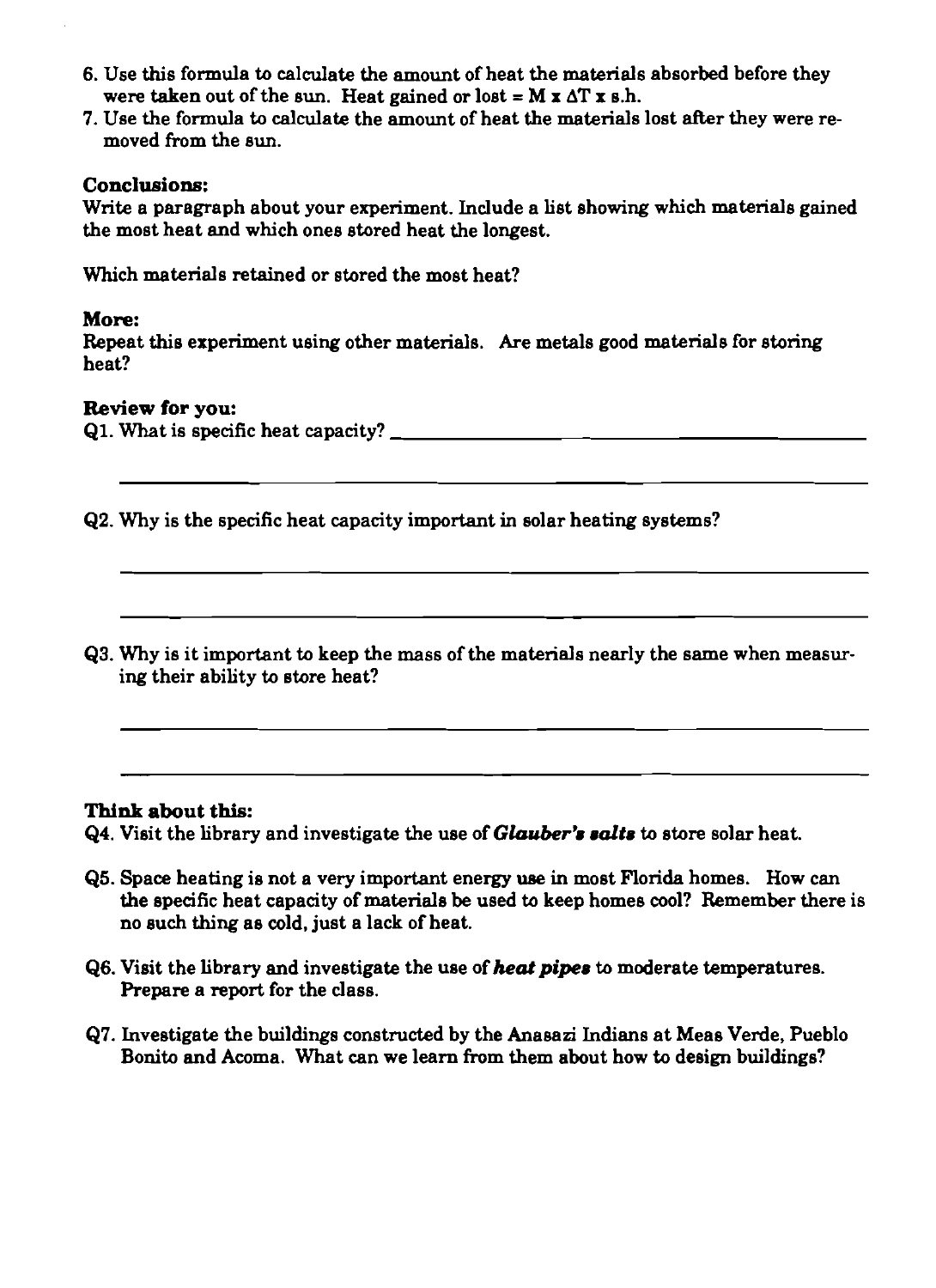6. Use this formula to calculate the amount of heat the materials absorbed before they were taken out of the sun. Heat gained or lost = $M \times \Delta T \times$ s.h.
7. Use the formula to calculate the amount of heat the materials lost after they were removed from the sun.

**Conclusions:**

Write a paragraph about your experiment. Include a list showing which materials gained the most heat and which ones stored heat the longest.

Which materials retained or stored the most heat?

**More:**

Repeat this experiment using other materials. Are metals good materials for storing heat?

**Review for you:**

Q1. What is specific heat capacity? ____________________________________________

________________________________________________________________________

Q2. Why is the specific heat capacity important in solar heating systems?

________________________________________________________________________

________________________________________________________________________

Q3. Why is it important to keep the mass of the materials nearly the same when measuring their ability to store heat?

________________________________________________________________________

________________________________________________________________________

**Think about this:**

Q4. Visit the library and investigate the use of ***Glauber's salts*** to store solar heat.

Q5. Space heating is not a very important energy use in most Florida homes. How can the specific heat capacity of materials be used to keep homes cool? Remember there is no such thing as cold, just a lack of heat.

Q6. Visit the library and investigate the use of ***heat pipes*** to moderate temperatures. Prepare a report for the class.

Q7. Investigate the buildings constructed by the Anasazi Indians at Meas Verde, Pueblo Bonito and Acoma. What can we learn from them about how to design buildings?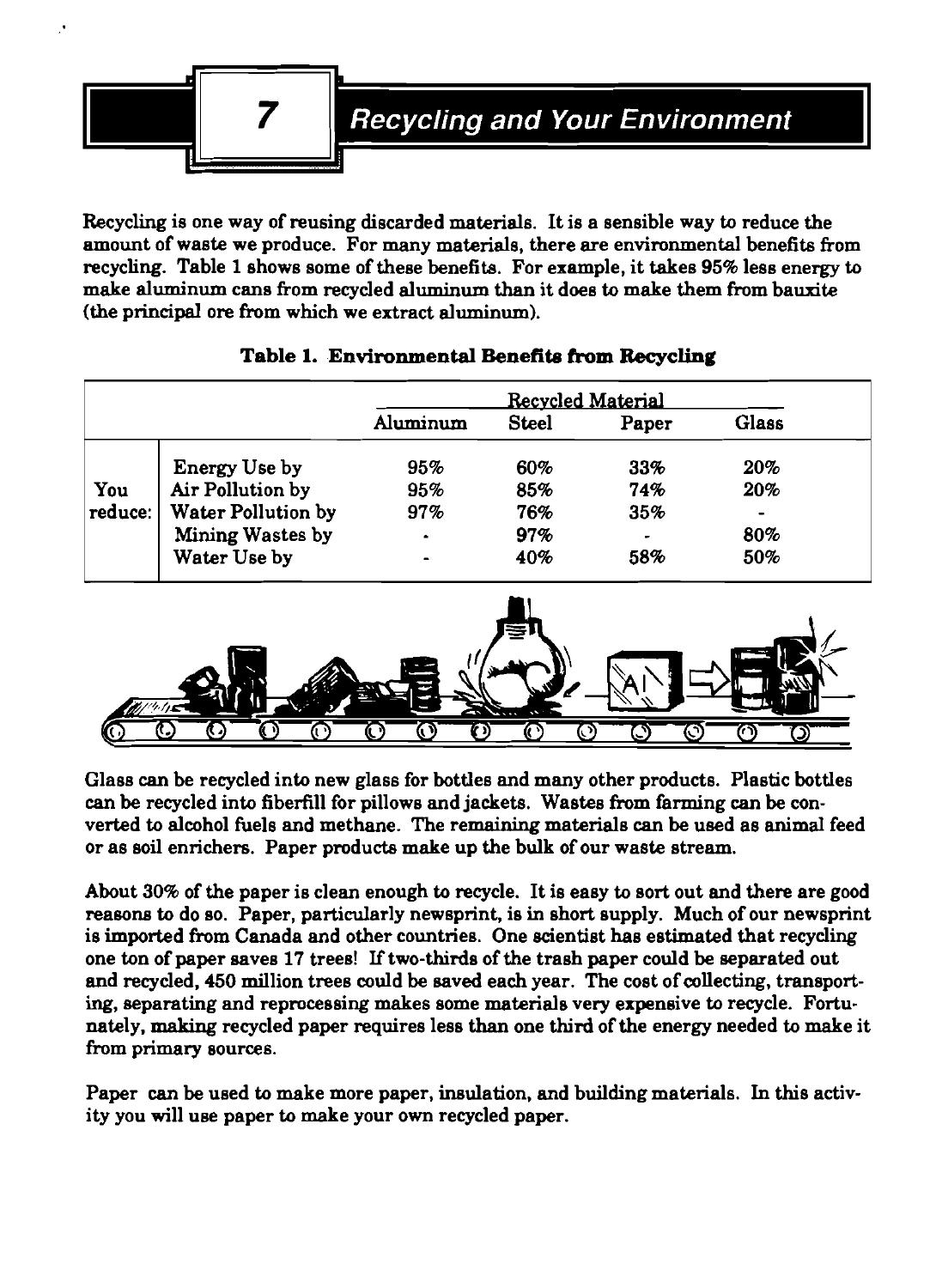# 7 Recycling and Your Environment

Recycling is one way of reusing discarded materials. It is a sensible way to reduce the amount of waste we produce. For many materials, there are environmental benefits from recycling. Table 1 shows some of these benefits. For example, it takes 95% less energy to make aluminum cans from recycled aluminum than it does to make them from bauxite (the principal ore from which we extract aluminum).

**Table 1. Environmental Benefits from Recycling**

| | | Recycled Material | | | |
|---|---|---|---|---|---|
| | | Aluminum | Steel | Paper | Glass |
| You reduce: | Energy Use by | 95% | 60% | 33% | 20% |
| | Air Pollution by | 95% | 85% | 74% | 20% |
| | Water Pollution by | 97% | 76% | 35% | - |
| | Mining Wastes by | - | 97% | - | 80% |
| | Water Use by | - | 40% | 58% | 50% |

Glass can be recycled into new glass for bottles and many other products. Plastic bottles can be recycled into fiberfill for pillows and jackets. Wastes from farming can be converted to alcohol fuels and methane. The remaining materials can be used as animal feed or as soil enrichers. Paper products make up the bulk of our waste stream.

About 30% of the paper is clean enough to recycle. It is easy to sort out and there are good reasons to do so. Paper, particularly newsprint, is in short supply. Much of our newsprint is imported from Canada and other countries. One scientist has estimated that recycling one ton of paper saves 17 trees! If two-thirds of the trash paper could be separated out and recycled, 450 million trees could be saved each year. The cost of collecting, transporting, separating and reprocessing makes some materials very expensive to recycle. Fortunately, making recycled paper requires less than one third of the energy needed to make it from primary sources.

Paper can be used to make more paper, insulation, and building materials. In this activity you will use paper to make your own recycled paper.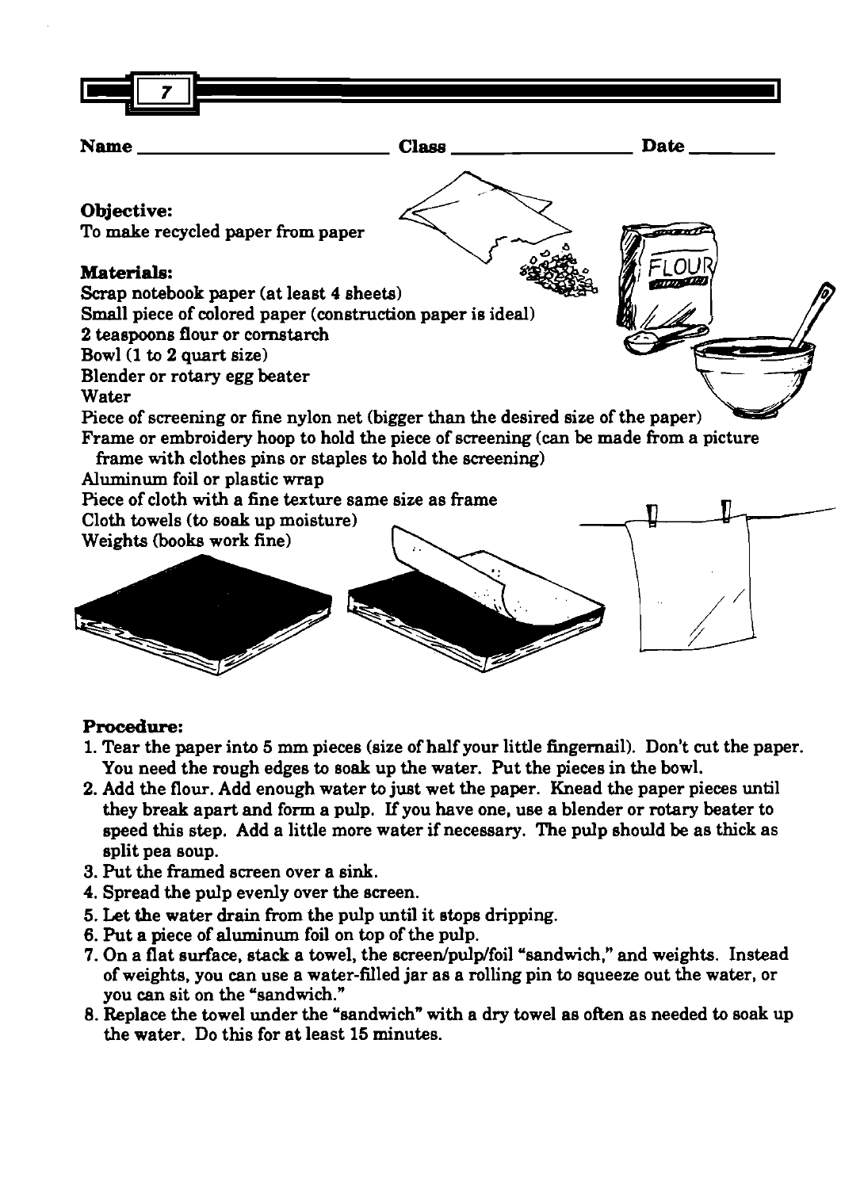Name ______________________ Class ________________ Date ________

**Objective:**
To make recycled paper from paper

**Materials:**
Scrap notebook paper (at least 4 sheets)
Small piece of colored paper (construction paper is ideal)
2 teaspoons flour or cornstarch
Bowl (1 to 2 quart size)
Blender or rotary egg beater
Water
Piece of screening or fine nylon net (bigger than the desired size of the paper)
Frame or embroidery hoop to hold the piece of screening (can be made from a picture frame with clothes pins or staples to hold the screening)
Aluminum foil or plastic wrap
Piece of cloth with a fine texture same size as frame
Cloth towels (to soak up moisture)
Weights (books work fine)

**Procedure:**

1. Tear the paper into 5 mm pieces (size of half your little fingernail). Don't cut the paper. You need the rough edges to soak up the water. Put the pieces in the bowl.
2. Add the flour. Add enough water to just wet the paper. Knead the paper pieces until they break apart and form a pulp. If you have one, use a blender or rotary beater to speed this step. Add a little more water if necessary. The pulp should be as thick as split pea soup.
3. Put the framed screen over a sink.
4. Spread the pulp evenly over the screen.
5. Let the water drain from the pulp until it stops dripping.
6. Put a piece of aluminum foil on top of the pulp.
7. On a flat surface, stack a towel, the screen/pulp/foil "sandwich," and weights. Instead of weights, you can use a water-filled jar as a rolling pin to squeeze out the water, or you can sit on the "sandwich."
8. Replace the towel under the "sandwich" with a dry towel as often as needed to soak up the water. Do this for at least 15 minutes.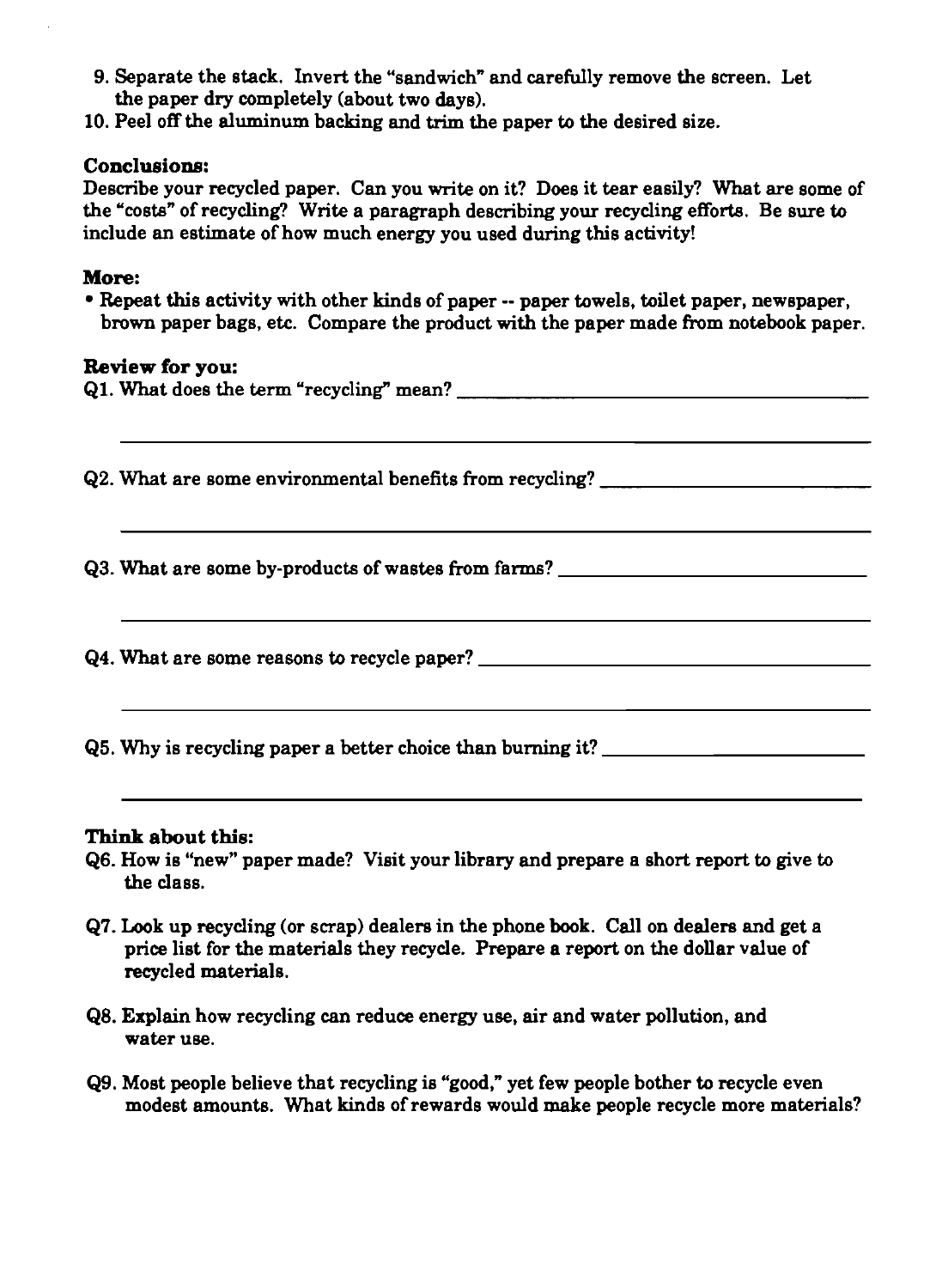9. Separate the stack. Invert the "sandwich" and carefully remove the screen. Let the paper dry completely (about two days).
10. Peel off the aluminum backing and trim the paper to the desired size.

**Conclusions:**

Describe your recycled paper. Can you write on it? Does it tear easily? What are some of the "costs" of recycling? Write a paragraph describing your recycling efforts. Be sure to include an estimate of how much energy you used during this activity!

**More:**

- Repeat this activity with other kinds of paper -- paper towels, toilet paper, newspaper, brown paper bags, etc. Compare the product with the paper made from notebook paper.

**Review for you:**

Q1. What does the term "recycling" mean? ______________________________________

______________________________________________________________________

Q2. What are some environmental benefits from recycling? _______________________

______________________________________________________________________

Q3. What are some by-products of wastes from farms? __________________________

______________________________________________________________________

Q4. What are some reasons to recycle paper? _________________________________

______________________________________________________________________

Q5. Why is recycling paper a better choice than burning it? ______________________

______________________________________________________________________

**Think about this:**

Q6. How is "new" paper made? Visit your library and prepare a short report to give to the class.

Q7. Look up recycling (or scrap) dealers in the phone book. Call on dealers and get a price list for the materials they recycle. Prepare a report on the dollar value of recycled materials.

Q8. Explain how recycling can reduce energy use, air and water pollution, and water use.

Q9. Most people believe that recycling is "good," yet few people bother to recycle even modest amounts. What kinds of rewards would make people recycle more materials?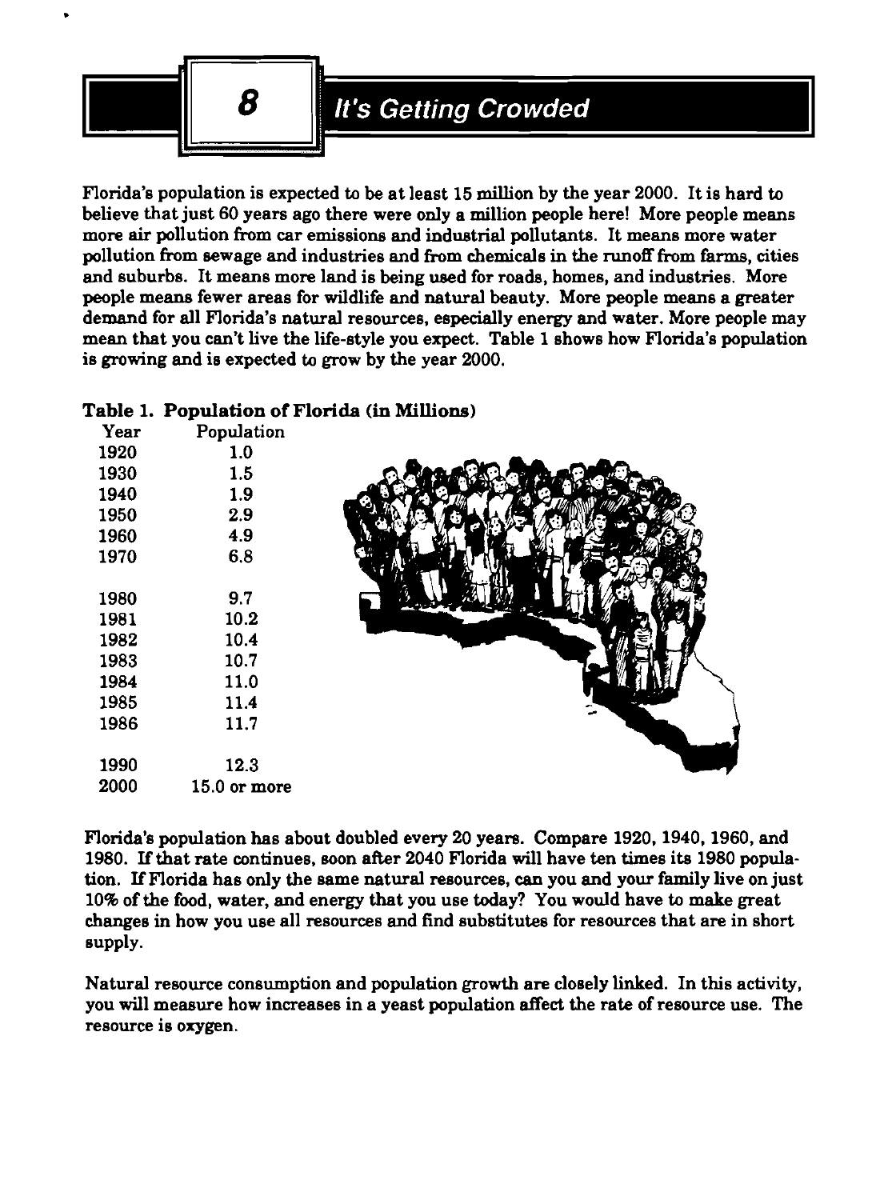# 8 It's Getting Crowded

Florida's population is expected to be at least 15 million by the year 2000. It is hard to believe that just 60 years ago there were only a million people here! More people means more air pollution from car emissions and industrial pollutants. It means more water pollution from sewage and industries and from chemicals in the runoff from farms, cities and suburbs. It means more land is being used for roads, homes, and industries. More people means fewer areas for wildlife and natural beauty. More people means a greater demand for all Florida's natural resources, especially energy and water. More people may mean that you can't live the life-style you expect. Table 1 shows how Florida's population is growing and is expected to grow by the year 2000.

**Table 1. Population of Florida (in Millions)**

| Year | Population |
|---|---|
| 1920 | 1.0 |
| 1930 | 1.5 |
| 1940 | 1.9 |
| 1950 | 2.9 |
| 1960 | 4.9 |
| 1970 | 6.8 |
| 1980 | 9.7 |
| 1981 | 10.2 |
| 1982 | 10.4 |
| 1983 | 10.7 |
| 1984 | 11.0 |
| 1985 | 11.4 |
| 1986 | 11.7 |
| 1990 | 12.3 |
| 2000 | 15.0 or more |

Florida's population has about doubled every 20 years. Compare 1920, 1940, 1960, and 1980. If that rate continues, soon after 2040 Florida will have ten times its 1980 population. If Florida has only the same natural resources, can you and your family live on just 10% of the food, water, and energy that you use today? You would have to make great changes in how you use all resources and find substitutes for resources that are in short supply.

Natural resource consumption and population growth are closely linked. In this activity, you will measure how increases in a yeast population affect the rate of resource use. The resource is oxygen.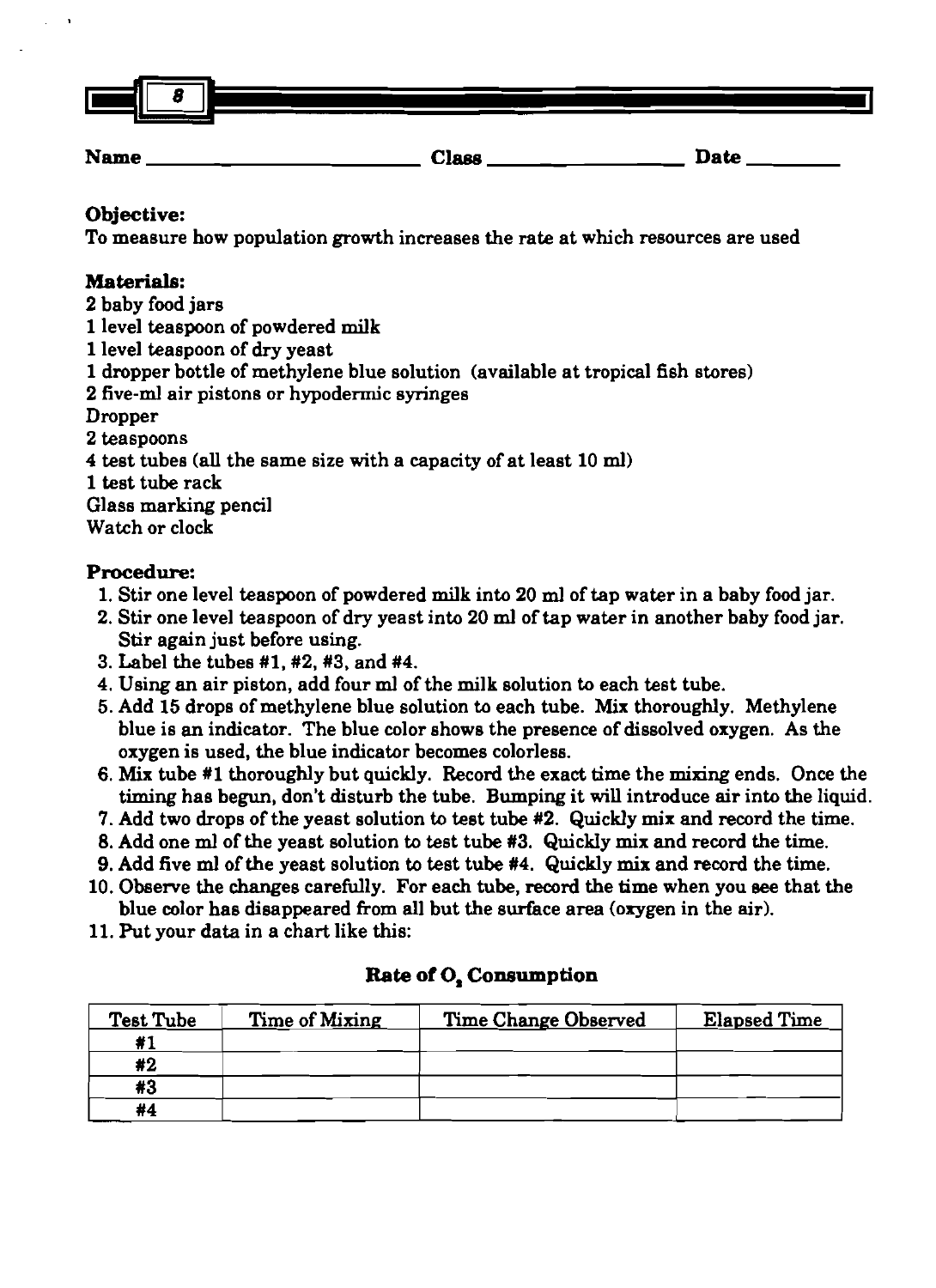8

Name \_\_\_\_\_\_\_\_\_\_\_\_\_\_\_\_\_\_\_\_\_\_\_\_ Class \_\_\_\_\_\_\_\_\_\_\_\_\_\_\_\_\_\_ Date \_\_\_\_\_\_\_\_\_

**Objective:**
To measure how population growth increases the rate at which resources are used

**Materials:**
2 baby food jars
1 level teaspoon of powdered milk
1 level teaspoon of dry yeast
1 dropper bottle of methylene blue solution (available at tropical fish stores)
2 five-ml air pistons or hypodermic syringes
Dropper
2 teaspoons
4 test tubes (all the same size with a capacity of at least 10 ml)
1 test tube rack
Glass marking pencil
Watch or clock

**Procedure:**

1. Stir one level teaspoon of powdered milk into 20 ml of tap water in a baby food jar.
2. Stir one level teaspoon of dry yeast into 20 ml of tap water in another baby food jar. Stir again just before using.
3. Label the tubes #1, #2, #3, and #4.
4. Using an air piston, add four ml of the milk solution to each test tube.
5. Add 15 drops of methylene blue solution to each tube. Mix thoroughly. Methylene blue is an indicator. The blue color shows the presence of dissolved oxygen. As the oxygen is used, the blue indicator becomes colorless.
6. Mix tube #1 thoroughly but quickly. Record the exact time the mixing ends. Once the timing has begun, don't disturb the tube. Bumping it will introduce air into the liquid.
7. Add two drops of the yeast solution to test tube #2. Quickly mix and record the time.
8. Add one ml of the yeast solution to test tube #3. Quickly mix and record the time.
9. Add five ml of the yeast solution to test tube #4. Quickly mix and record the time.
10. Observe the changes carefully. For each tube, record the time when you see that the blue color has disappeared from all but the surface area (oxygen in the air).
11. Put your data in a chart like this:

**Rate of $O_2$ Consumption**

| Test Tube | Time of Mixing | Time Change Observed | Elapsed Time |
|---|---|---|---|
| #1 | | | |
| #2 | | | |
| #3 | | | |
| #4 | | | |